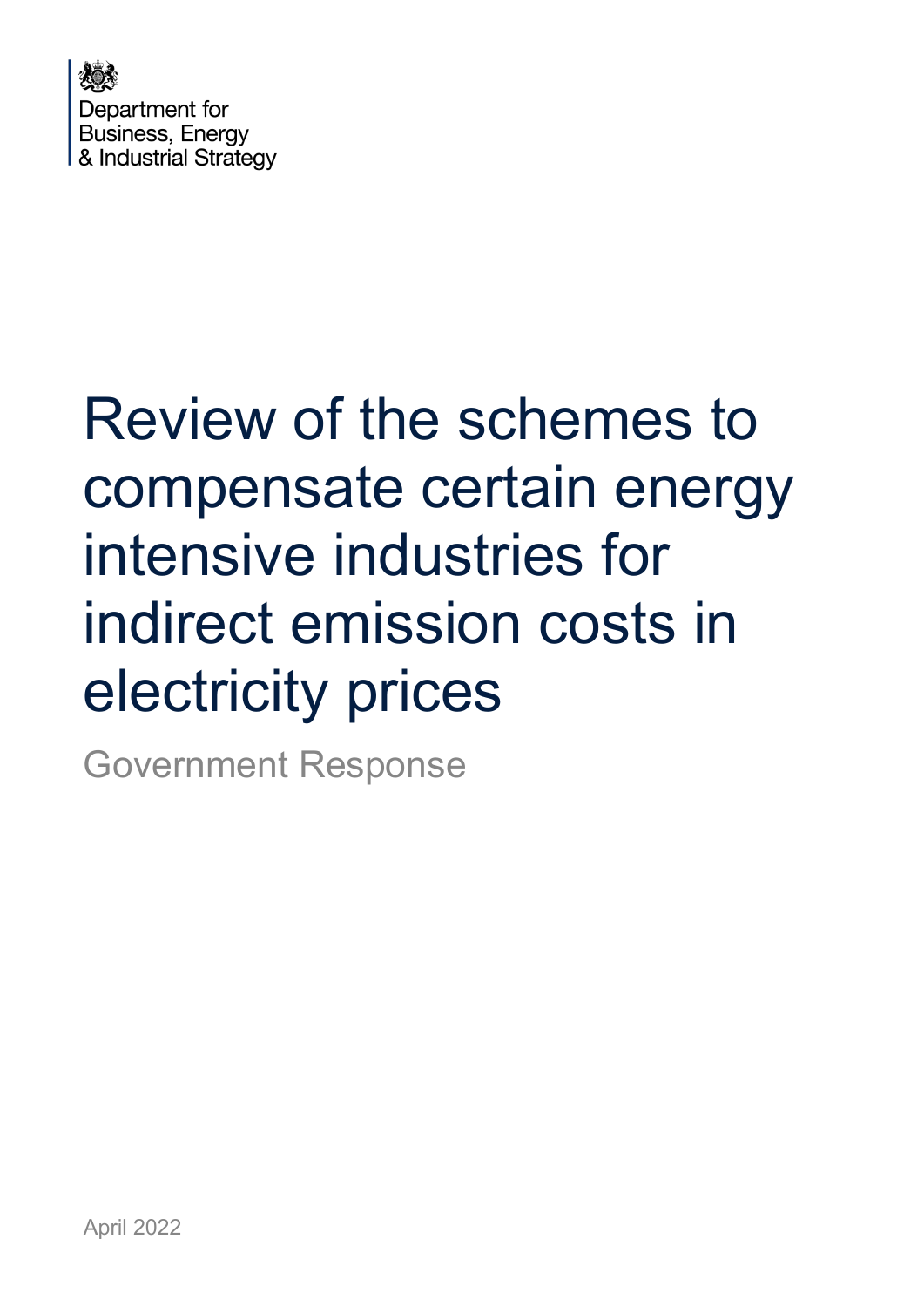Department for
Business, Energy
& Industrial Strategy

# Review of the schemes to compensate certain energy intensive industries for indirect emission costs in electricity prices

## Government Response

April 2022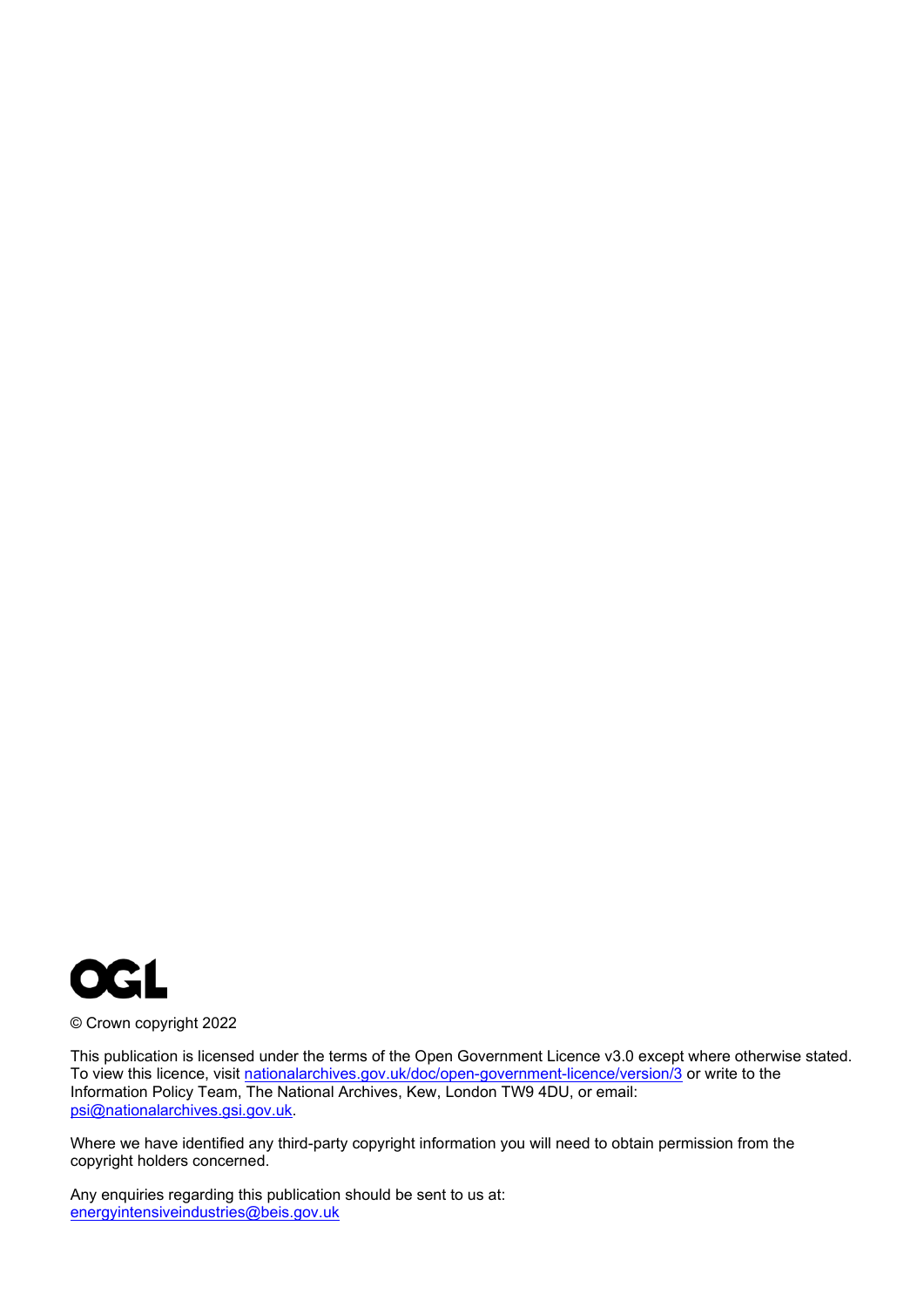OGL

© Crown copyright 2022

This publication is licensed under the terms of the Open Government Licence v3.0 except where otherwise stated. To view this licence, visit [nationalarchives.gov.uk/doc/open-government-licence/version/3](nationalarchives.gov.uk/doc/open-government-licence/version/3) or write to the Information Policy Team, The National Archives, Kew, London TW9 4DU, or email: [psi@nationalarchives.gsi.gov.uk](mailto:psi@nationalarchives.gsi.gov.uk).

Where we have identified any third-party copyright information you will need to obtain permission from the copyright holders concerned.

Any enquiries regarding this publication should be sent to us at: [energyintensiveindustries@beis.gov.uk](mailto:energyintensiveindustries@beis.gov.uk)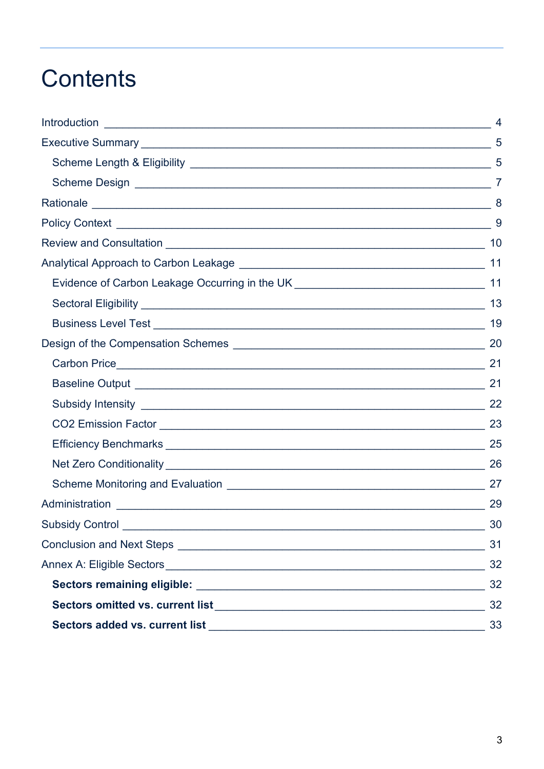# Contents

Introduction 4

Executive Summary 5

- Scheme Length & Eligibility 5
- Scheme Design 7

Rationale 8

Policy Context 9

Review and Consultation 10

Analytical Approach to Carbon Leakage 11

- Evidence of Carbon Leakage Occurring in the UK 11
- Sectoral Eligibility 13
- Business Level Test 19

Design of the Compensation Schemes 20

- Carbon Price 21
- Baseline Output 21
- Subsidy Intensity 22
- CO2 Emission Factor 23
- Efficiency Benchmarks 25
- Net Zero Conditionality 26
- Scheme Monitoring and Evaluation 27

Administration 29

Subsidy Control 30

Conclusion and Next Steps 31

Annex A: Eligible Sectors 32

- **Sectors remaining eligible:** 32
- **Sectors omitted vs. current list** 32
- **Sectors added vs. current list** 33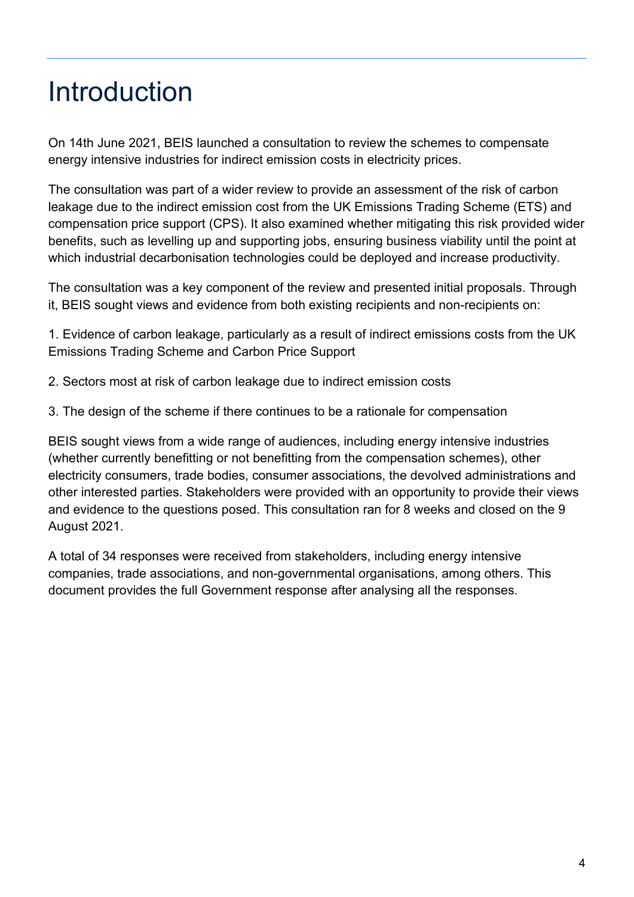# Introduction

On 14th June 2021, BEIS launched a consultation to review the schemes to compensate energy intensive industries for indirect emission costs in electricity prices.

The consultation was part of a wider review to provide an assessment of the risk of carbon leakage due to the indirect emission cost from the UK Emissions Trading Scheme (ETS) and compensation price support (CPS). It also examined whether mitigating this risk provided wider benefits, such as levelling up and supporting jobs, ensuring business viability until the point at which industrial decarbonisation technologies could be deployed and increase productivity.

The consultation was a key component of the review and presented initial proposals. Through it, BEIS sought views and evidence from both existing recipients and non-recipients on:

1. Evidence of carbon leakage, particularly as a result of indirect emissions costs from the UK Emissions Trading Scheme and Carbon Price Support

2. Sectors most at risk of carbon leakage due to indirect emission costs

3. The design of the scheme if there continues to be a rationale for compensation

BEIS sought views from a wide range of audiences, including energy intensive industries (whether currently benefitting or not benefitting from the compensation schemes), other electricity consumers, trade bodies, consumer associations, the devolved administrations and other interested parties. Stakeholders were provided with an opportunity to provide their views and evidence to the questions posed. This consultation ran for 8 weeks and closed on the 9 August 2021.

A total of 34 responses were received from stakeholders, including energy intensive companies, trade associations, and non-governmental organisations, among others. This document provides the full Government response after analysing all the responses.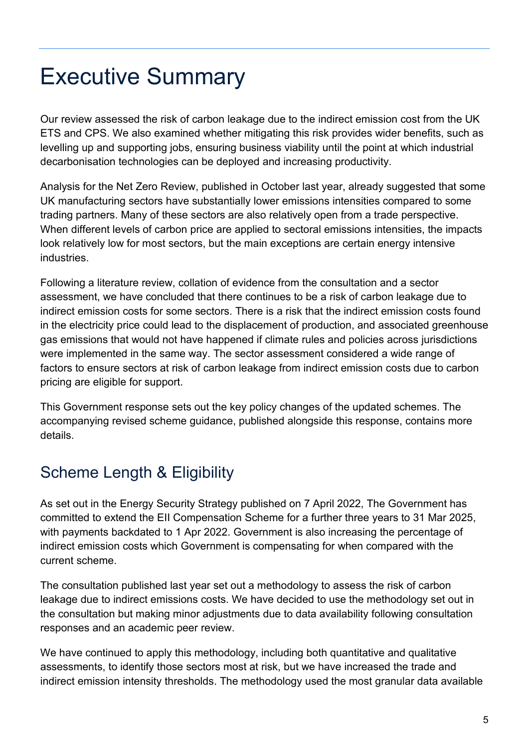# Executive Summary

Our review assessed the risk of carbon leakage due to the indirect emission cost from the UK ETS and CPS. We also examined whether mitigating this risk provides wider benefits, such as levelling up and supporting jobs, ensuring business viability until the point at which industrial decarbonisation technologies can be deployed and increasing productivity.

Analysis for the Net Zero Review, published in October last year, already suggested that some UK manufacturing sectors have substantially lower emissions intensities compared to some trading partners. Many of these sectors are also relatively open from a trade perspective. When different levels of carbon price are applied to sectoral emissions intensities, the impacts look relatively low for most sectors, but the main exceptions are certain energy intensive industries.

Following a literature review, collation of evidence from the consultation and a sector assessment, we have concluded that there continues to be a risk of carbon leakage due to indirect emission costs for some sectors. There is a risk that the indirect emission costs found in the electricity price could lead to the displacement of production, and associated greenhouse gas emissions that would not have happened if climate rules and policies across jurisdictions were implemented in the same way. The sector assessment considered a wide range of factors to ensure sectors at risk of carbon leakage from indirect emission costs due to carbon pricing are eligible for support.

This Government response sets out the key policy changes of the updated schemes. The accompanying revised scheme guidance, published alongside this response, contains more details.

## Scheme Length & Eligibility

As set out in the Energy Security Strategy published on 7 April 2022, The Government has committed to extend the EII Compensation Scheme for a further three years to 31 Mar 2025, with payments backdated to 1 Apr 2022. Government is also increasing the percentage of indirect emission costs which Government is compensating for when compared with the current scheme.

The consultation published last year set out a methodology to assess the risk of carbon leakage due to indirect emissions costs. We have decided to use the methodology set out in the consultation but making minor adjustments due to data availability following consultation responses and an academic peer review.

We have continued to apply this methodology, including both quantitative and qualitative assessments, to identify those sectors most at risk, but we have increased the trade and indirect emission intensity thresholds. The methodology used the most granular data available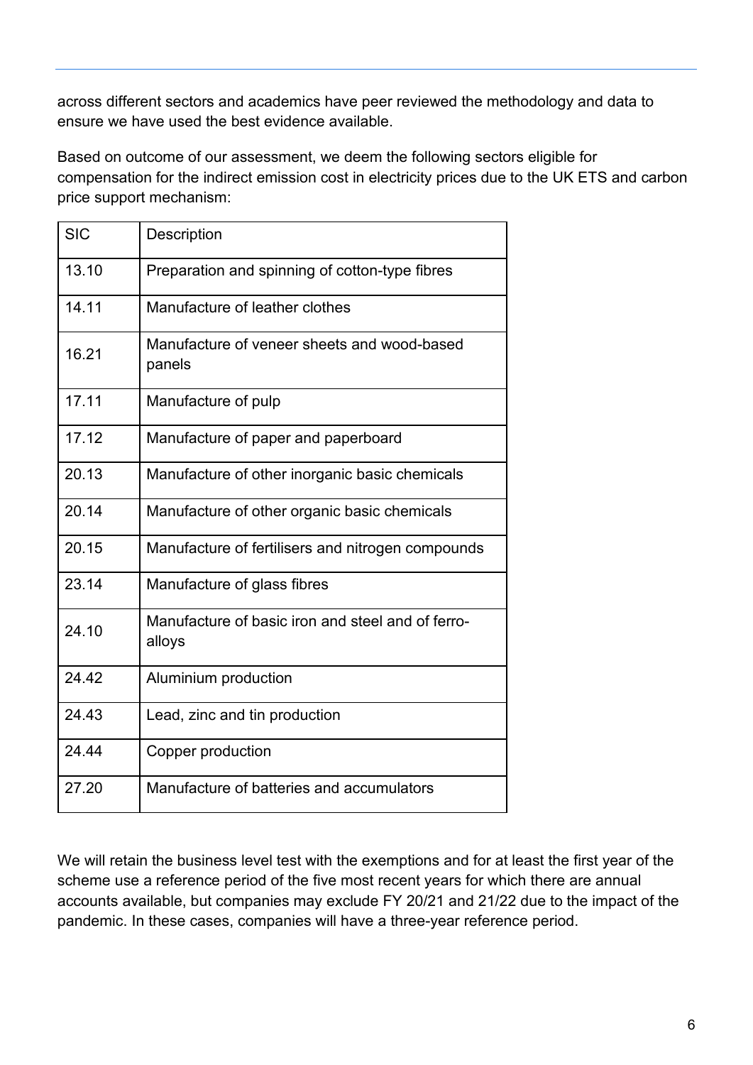across different sectors and academics have peer reviewed the methodology and data to ensure we have used the best evidence available.

Based on outcome of our assessment, we deem the following sectors eligible for compensation for the indirect emission cost in electricity prices due to the UK ETS and carbon price support mechanism:

| SIC | Description |
|---|---|
| 13.10 | Preparation and spinning of cotton-type fibres |
| 14.11 | Manufacture of leather clothes |
| 16.21 | Manufacture of veneer sheets and wood-based panels |
| 17.11 | Manufacture of pulp |
| 17.12 | Manufacture of paper and paperboard |
| 20.13 | Manufacture of other inorganic basic chemicals |
| 20.14 | Manufacture of other organic basic chemicals |
| 20.15 | Manufacture of fertilisers and nitrogen compounds |
| 23.14 | Manufacture of glass fibres |
| 24.10 | Manufacture of basic iron and steel and of ferro-alloys |
| 24.42 | Aluminium production |
| 24.43 | Lead, zinc and tin production |
| 24.44 | Copper production |
| 27.20 | Manufacture of batteries and accumulators |

We will retain the business level test with the exemptions and for at least the first year of the scheme use a reference period of the five most recent years for which there are annual accounts available, but companies may exclude FY 20/21 and 21/22 due to the impact of the pandemic. In these cases, companies will have a three-year reference period.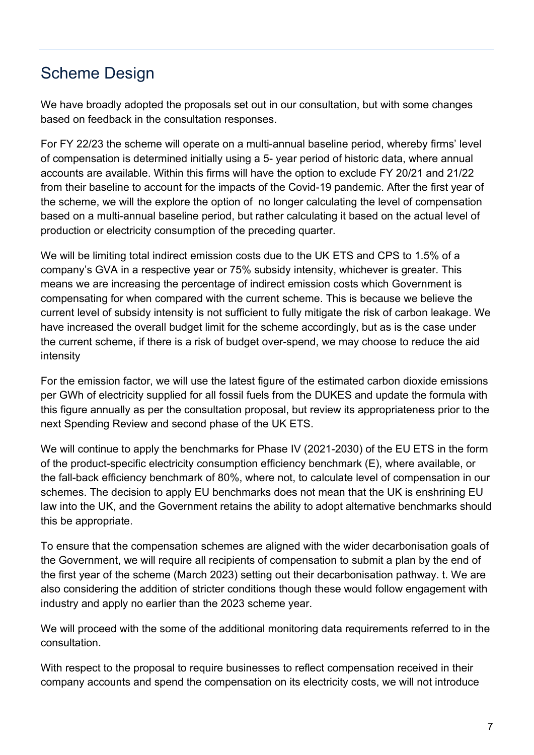## Scheme Design

We have broadly adopted the proposals set out in our consultation, but with some changes based on feedback in the consultation responses.

For FY 22/23 the scheme will operate on a multi-annual baseline period, whereby firms' level of compensation is determined initially using a 5- year period of historic data, where annual accounts are available. Within this firms will have the option to exclude FY 20/21 and 21/22 from their baseline to account for the impacts of the Covid-19 pandemic. After the first year of the scheme, we will the explore the option of  no longer calculating the level of compensation based on a multi-annual baseline period, but rather calculating it based on the actual level of production or electricity consumption of the preceding quarter.

We will be limiting total indirect emission costs due to the UK ETS and CPS to 1.5% of a company's GVA in a respective year or 75% subsidy intensity, whichever is greater. This means we are increasing the percentage of indirect emission costs which Government is compensating for when compared with the current scheme. This is because we believe the current level of subsidy intensity is not sufficient to fully mitigate the risk of carbon leakage. We have increased the overall budget limit for the scheme accordingly, but as is the case under the current scheme, if there is a risk of budget over-spend, we may choose to reduce the aid intensity

For the emission factor, we will use the latest figure of the estimated carbon dioxide emissions per GWh of electricity supplied for all fossil fuels from the DUKES and update the formula with this figure annually as per the consultation proposal, but review its appropriateness prior to the next Spending Review and second phase of the UK ETS.

We will continue to apply the benchmarks for Phase IV (2021-2030) of the EU ETS in the form of the product-specific electricity consumption efficiency benchmark (E), where available, or the fall-back efficiency benchmark of 80%, where not, to calculate level of compensation in our schemes. The decision to apply EU benchmarks does not mean that the UK is enshrining EU law into the UK, and the Government retains the ability to adopt alternative benchmarks should this be appropriate.

To ensure that the compensation schemes are aligned with the wider decarbonisation goals of the Government, we will require all recipients of compensation to submit a plan by the end of the first year of the scheme (March 2023) setting out their decarbonisation pathway. t. We are also considering the addition of stricter conditions though these would follow engagement with industry and apply no earlier than the 2023 scheme year.

We will proceed with the some of the additional monitoring data requirements referred to in the consultation.

With respect to the proposal to require businesses to reflect compensation received in their company accounts and spend the compensation on its electricity costs, we will not introduce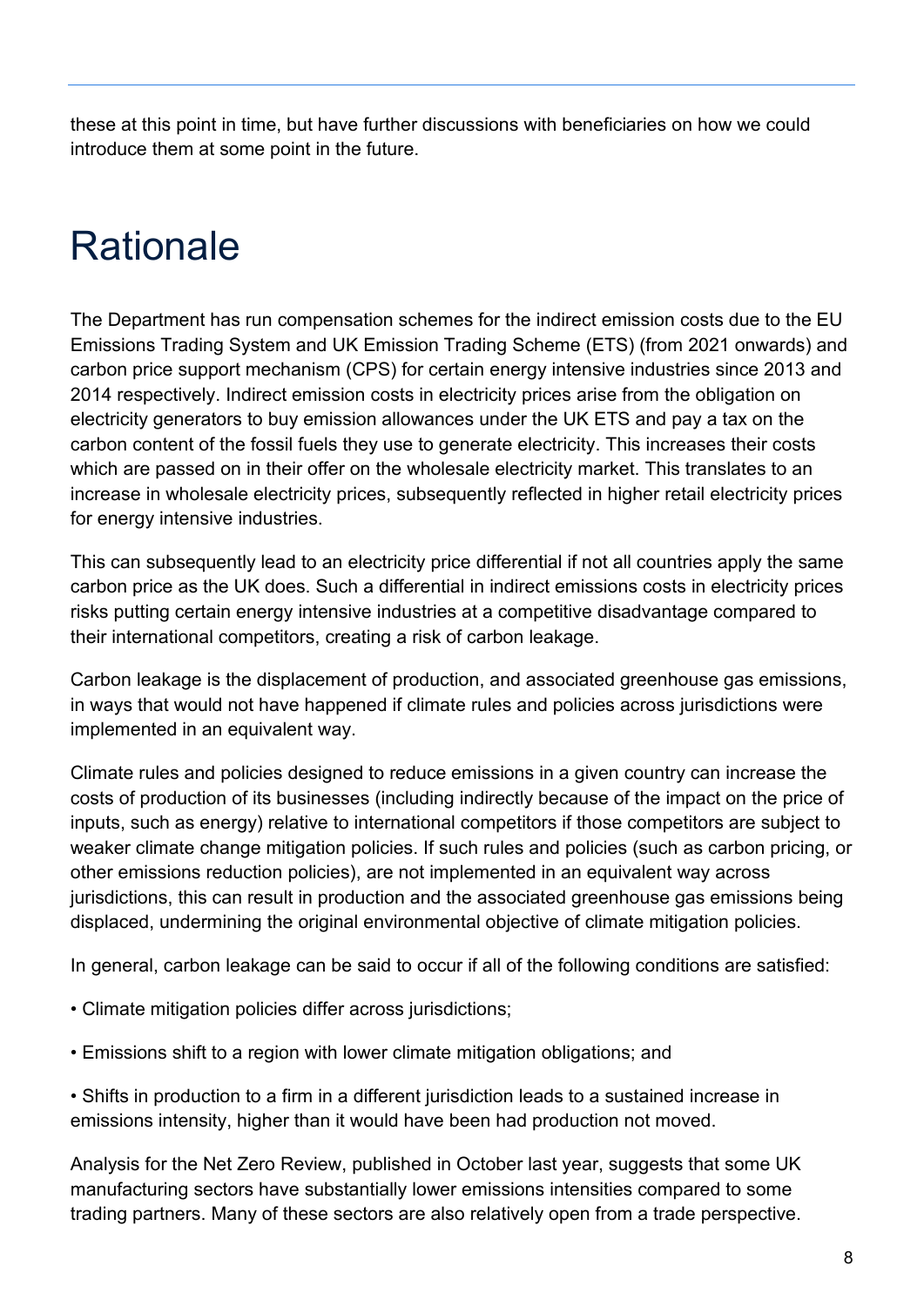these at this point in time, but have further discussions with beneficiaries on how we could introduce them at some point in the future.

# Rationale

The Department has run compensation schemes for the indirect emission costs due to the EU Emissions Trading System and UK Emission Trading Scheme (ETS) (from 2021 onwards) and carbon price support mechanism (CPS) for certain energy intensive industries since 2013 and 2014 respectively. Indirect emission costs in electricity prices arise from the obligation on electricity generators to buy emission allowances under the UK ETS and pay a tax on the carbon content of the fossil fuels they use to generate electricity. This increases their costs which are passed on in their offer on the wholesale electricity market. This translates to an increase in wholesale electricity prices, subsequently reflected in higher retail electricity prices for energy intensive industries.

This can subsequently lead to an electricity price differential if not all countries apply the same carbon price as the UK does. Such a differential in indirect emissions costs in electricity prices risks putting certain energy intensive industries at a competitive disadvantage compared to their international competitors, creating a risk of carbon leakage.

Carbon leakage is the displacement of production, and associated greenhouse gas emissions, in ways that would not have happened if climate rules and policies across jurisdictions were implemented in an equivalent way.

Climate rules and policies designed to reduce emissions in a given country can increase the costs of production of its businesses (including indirectly because of the impact on the price of inputs, such as energy) relative to international competitors if those competitors are subject to weaker climate change mitigation policies. If such rules and policies (such as carbon pricing, or other emissions reduction policies), are not implemented in an equivalent way across jurisdictions, this can result in production and the associated greenhouse gas emissions being displaced, undermining the original environmental objective of climate mitigation policies.

In general, carbon leakage can be said to occur if all of the following conditions are satisfied:

- Climate mitigation policies differ across jurisdictions;
- Emissions shift to a region with lower climate mitigation obligations; and
- Shifts in production to a firm in a different jurisdiction leads to a sustained increase in emissions intensity, higher than it would have been had production not moved.

Analysis for the Net Zero Review, published in October last year, suggests that some UK manufacturing sectors have substantially lower emissions intensities compared to some trading partners. Many of these sectors are also relatively open from a trade perspective.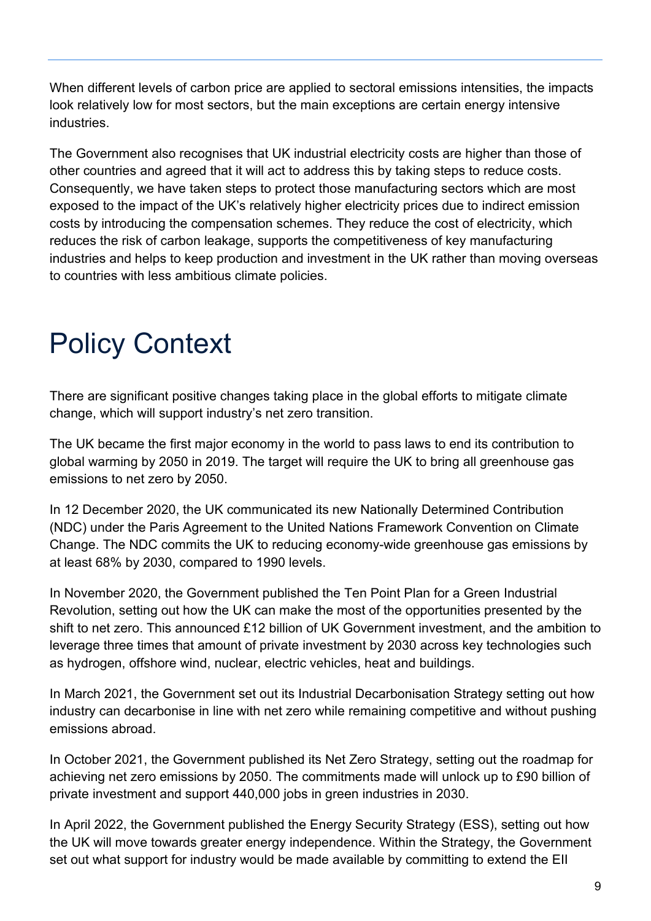When different levels of carbon price are applied to sectoral emissions intensities, the impacts look relatively low for most sectors, but the main exceptions are certain energy intensive industries.

The Government also recognises that UK industrial electricity costs are higher than those of other countries and agreed that it will act to address this by taking steps to reduce costs. Consequently, we have taken steps to protect those manufacturing sectors which are most exposed to the impact of the UK's relatively higher electricity prices due to indirect emission costs by introducing the compensation schemes. They reduce the cost of electricity, which reduces the risk of carbon leakage, supports the competitiveness of key manufacturing industries and helps to keep production and investment in the UK rather than moving overseas to countries with less ambitious climate policies.

# Policy Context

There are significant positive changes taking place in the global efforts to mitigate climate change, which will support industry's net zero transition.

The UK became the first major economy in the world to pass laws to end its contribution to global warming by 2050 in 2019. The target will require the UK to bring all greenhouse gas emissions to net zero by 2050.

In 12 December 2020, the UK communicated its new Nationally Determined Contribution (NDC) under the Paris Agreement to the United Nations Framework Convention on Climate Change. The NDC commits the UK to reducing economy-wide greenhouse gas emissions by at least 68% by 2030, compared to 1990 levels.

In November 2020, the Government published the Ten Point Plan for a Green Industrial Revolution, setting out how the UK can make the most of the opportunities presented by the shift to net zero. This announced £12 billion of UK Government investment, and the ambition to leverage three times that amount of private investment by 2030 across key technologies such as hydrogen, offshore wind, nuclear, electric vehicles, heat and buildings.

In March 2021, the Government set out its Industrial Decarbonisation Strategy setting out how industry can decarbonise in line with net zero while remaining competitive and without pushing emissions abroad.

In October 2021, the Government published its Net Zero Strategy, setting out the roadmap for achieving net zero emissions by 2050. The commitments made will unlock up to £90 billion of private investment and support 440,000 jobs in green industries in 2030.

In April 2022, the Government published the Energy Security Strategy (ESS), setting out how the UK will move towards greater energy independence. Within the Strategy, the Government set out what support for industry would be made available by committing to extend the EII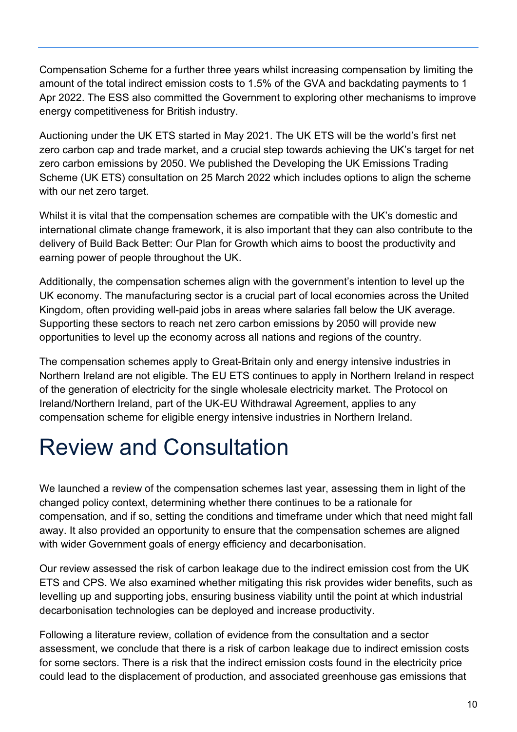Compensation Scheme for a further three years whilst increasing compensation by limiting the amount of the total indirect emission costs to 1.5% of the GVA and backdating payments to 1 Apr 2022. The ESS also committed the Government to exploring other mechanisms to improve energy competitiveness for British industry.

Auctioning under the UK ETS started in May 2021. The UK ETS will be the world's first net zero carbon cap and trade market, and a crucial step towards achieving the UK's target for net zero carbon emissions by 2050. We published the Developing the UK Emissions Trading Scheme (UK ETS) consultation on 25 March 2022 which includes options to align the scheme with our net zero target.

Whilst it is vital that the compensation schemes are compatible with the UK's domestic and international climate change framework, it is also important that they can also contribute to the delivery of Build Back Better: Our Plan for Growth which aims to boost the productivity and earning power of people throughout the UK.

Additionally, the compensation schemes align with the government's intention to level up the UK economy. The manufacturing sector is a crucial part of local economies across the United Kingdom, often providing well-paid jobs in areas where salaries fall below the UK average. Supporting these sectors to reach net zero carbon emissions by 2050 will provide new opportunities to level up the economy across all nations and regions of the country.

The compensation schemes apply to Great-Britain only and energy intensive industries in Northern Ireland are not eligible. The EU ETS continues to apply in Northern Ireland in respect of the generation of electricity for the single wholesale electricity market. The Protocol on Ireland/Northern Ireland, part of the UK-EU Withdrawal Agreement, applies to any compensation scheme for eligible energy intensive industries in Northern Ireland.

# Review and Consultation

We launched a review of the compensation schemes last year, assessing them in light of the changed policy context, determining whether there continues to be a rationale for compensation, and if so, setting the conditions and timeframe under which that need might fall away. It also provided an opportunity to ensure that the compensation schemes are aligned with wider Government goals of energy efficiency and decarbonisation.

Our review assessed the risk of carbon leakage due to the indirect emission cost from the UK ETS and CPS. We also examined whether mitigating this risk provides wider benefits, such as levelling up and supporting jobs, ensuring business viability until the point at which industrial decarbonisation technologies can be deployed and increase productivity.

Following a literature review, collation of evidence from the consultation and a sector assessment, we conclude that there is a risk of carbon leakage due to indirect emission costs for some sectors. There is a risk that the indirect emission costs found in the electricity price could lead to the displacement of production, and associated greenhouse gas emissions that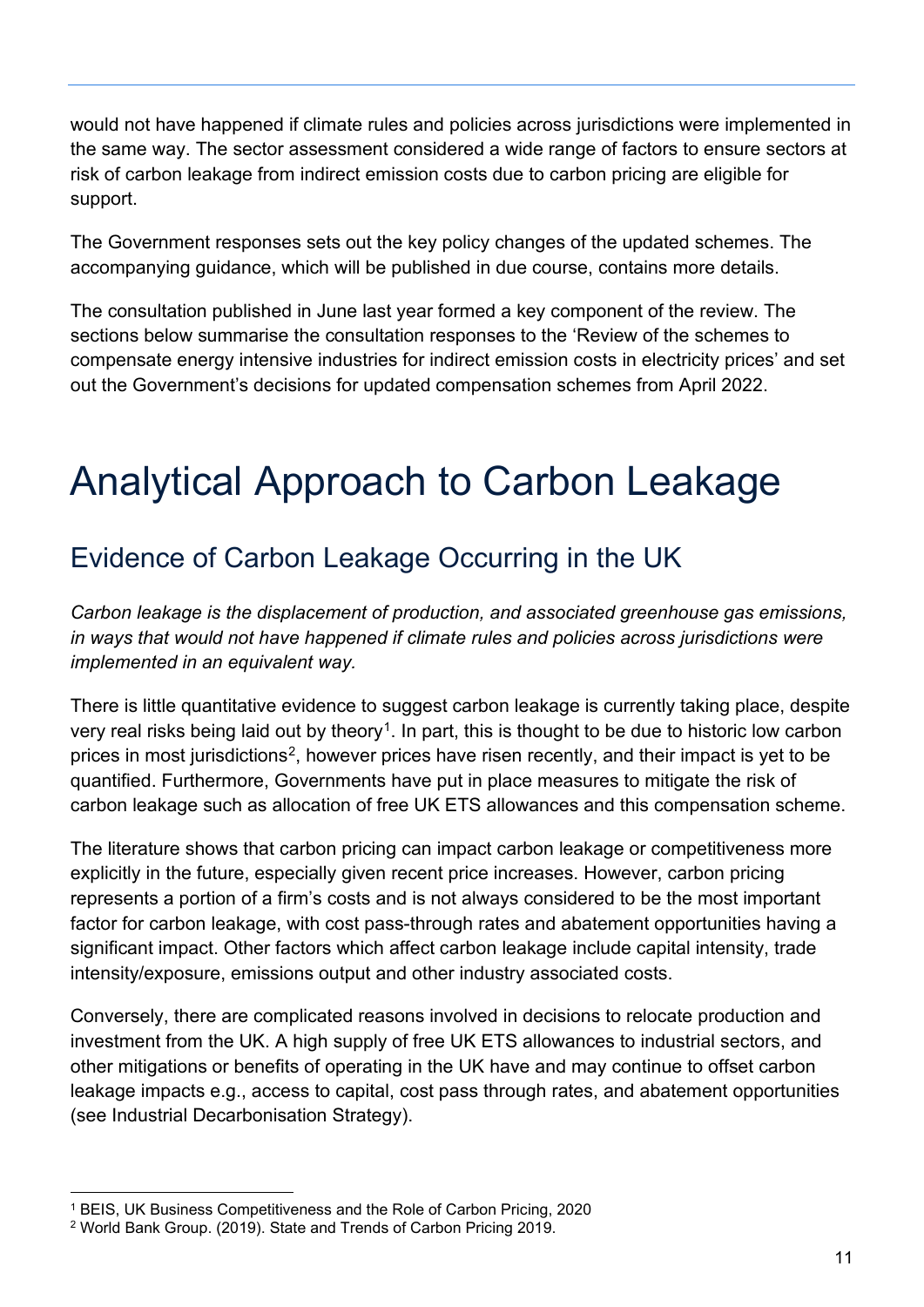would not have happened if climate rules and policies across jurisdictions were implemented in the same way. The sector assessment considered a wide range of factors to ensure sectors at risk of carbon leakage from indirect emission costs due to carbon pricing are eligible for support.

The Government responses sets out the key policy changes of the updated schemes. The accompanying guidance, which will be published in due course, contains more details.

The consultation published in June last year formed a key component of the review. The sections below summarise the consultation responses to the 'Review of the schemes to compensate energy intensive industries for indirect emission costs in electricity prices' and set out the Government's decisions for updated compensation schemes from April 2022.

# Analytical Approach to Carbon Leakage

## Evidence of Carbon Leakage Occurring in the UK

*Carbon leakage is the displacement of production, and associated greenhouse gas emissions, in ways that would not have happened if climate rules and policies across jurisdictions were implemented in an equivalent way.*

There is little quantitative evidence to suggest carbon leakage is currently taking place, despite very real risks being laid out by theory[1]. In part, this is thought to be due to historic low carbon prices in most jurisdictions[2], however prices have risen recently, and their impact is yet to be quantified. Furthermore, Governments have put in place measures to mitigate the risk of carbon leakage such as allocation of free UK ETS allowances and this compensation scheme.

The literature shows that carbon pricing can impact carbon leakage or competitiveness more explicitly in the future, especially given recent price increases. However, carbon pricing represents a portion of a firm's costs and is not always considered to be the most important factor for carbon leakage, with cost pass-through rates and abatement opportunities having a significant impact. Other factors which affect carbon leakage include capital intensity, trade intensity/exposure, emissions output and other industry associated costs.

Conversely, there are complicated reasons involved in decisions to relocate production and investment from the UK. A high supply of free UK ETS allowances to industrial sectors, and other mitigations or benefits of operating in the UK have and may continue to offset carbon leakage impacts e.g., access to capital, cost pass through rates, and abatement opportunities (see Industrial Decarbonisation Strategy).

[1] BEIS, UK Business Competitiveness and the Role of Carbon Pricing, 2020

[2] World Bank Group. (2019). State and Trends of Carbon Pricing 2019.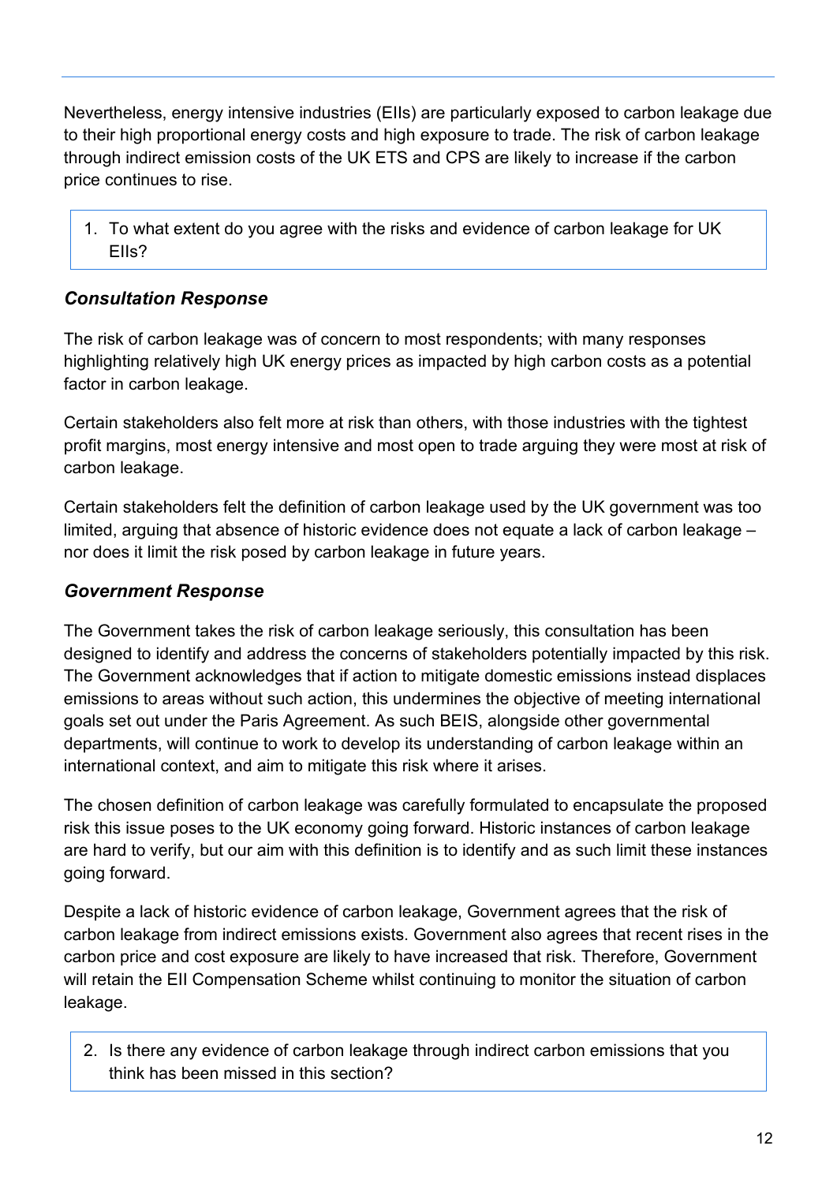Nevertheless, energy intensive industries (EIIs) are particularly exposed to carbon leakage due to their high proportional energy costs and high exposure to trade. The risk of carbon leakage through indirect emission costs of the UK ETS and CPS are likely to increase if the carbon price continues to rise.

> 1. To what extent do you agree with the risks and evidence of carbon leakage for UK EIIs?

### *Consultation Response*

The risk of carbon leakage was of concern to most respondents; with many responses highlighting relatively high UK energy prices as impacted by high carbon costs as a potential factor in carbon leakage.

Certain stakeholders also felt more at risk than others, with those industries with the tightest profit margins, most energy intensive and most open to trade arguing they were most at risk of carbon leakage.

Certain stakeholders felt the definition of carbon leakage used by the UK government was too limited, arguing that absence of historic evidence does not equate a lack of carbon leakage – nor does it limit the risk posed by carbon leakage in future years.

### *Government Response*

The Government takes the risk of carbon leakage seriously, this consultation has been designed to identify and address the concerns of stakeholders potentially impacted by this risk. The Government acknowledges that if action to mitigate domestic emissions instead displaces emissions to areas without such action, this undermines the objective of meeting international goals set out under the Paris Agreement. As such BEIS, alongside other governmental departments, will continue to work to develop its understanding of carbon leakage within an international context, and aim to mitigate this risk where it arises.

The chosen definition of carbon leakage was carefully formulated to encapsulate the proposed risk this issue poses to the UK economy going forward. Historic instances of carbon leakage are hard to verify, but our aim with this definition is to identify and as such limit these instances going forward.

Despite a lack of historic evidence of carbon leakage, Government agrees that the risk of carbon leakage from indirect emissions exists. Government also agrees that recent rises in the carbon price and cost exposure are likely to have increased that risk. Therefore, Government will retain the EII Compensation Scheme whilst continuing to monitor the situation of carbon leakage.

> 2. Is there any evidence of carbon leakage through indirect carbon emissions that you think has been missed in this section?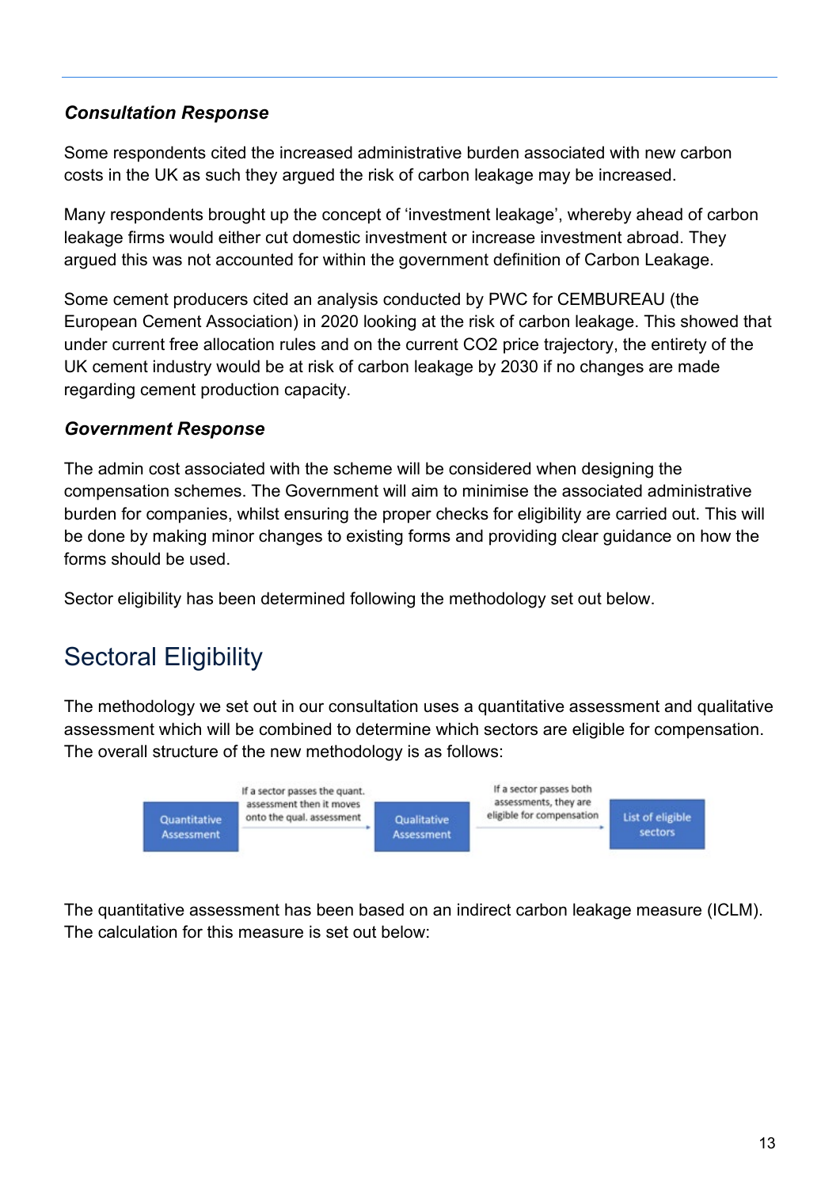### *Consultation Response*

Some respondents cited the increased administrative burden associated with new carbon costs in the UK as such they argued the risk of carbon leakage may be increased.

Many respondents brought up the concept of 'investment leakage', whereby ahead of carbon leakage firms would either cut domestic investment or increase investment abroad. They argued this was not accounted for within the government definition of Carbon Leakage.

Some cement producers cited an analysis conducted by PWC for CEMBUREAU (the European Cement Association) in 2020 looking at the risk of carbon leakage. This showed that under current free allocation rules and on the current $CO_2$ price trajectory, the entirety of the UK cement industry would be at risk of carbon leakage by 2030 if no changes are made regarding cement production capacity.

### *Government Response*

The admin cost associated with the scheme will be considered when designing the compensation schemes. The Government will aim to minimise the associated administrative burden for companies, whilst ensuring the proper checks for eligibility are carried out. This will be done by making minor changes to existing forms and providing clear guidance on how the forms should be used.

Sector eligibility has been determined following the methodology set out below.

## Sectoral Eligibility

The methodology we set out in our consultation uses a quantitative assessment and qualitative assessment which will be combined to determine which sectors are eligible for compensation. The overall structure of the new methodology is as follows:

Quantitative Assessment → (If a sector passes the quant. assessment then it moves onto the qual. assessment) → Qualitative Assessment → (If a sector passes both assessments, they are eligible for compensation) → List of eligible sectors

The quantitative assessment has been based on an indirect carbon leakage measure (ICLM). The calculation for this measure is set out below: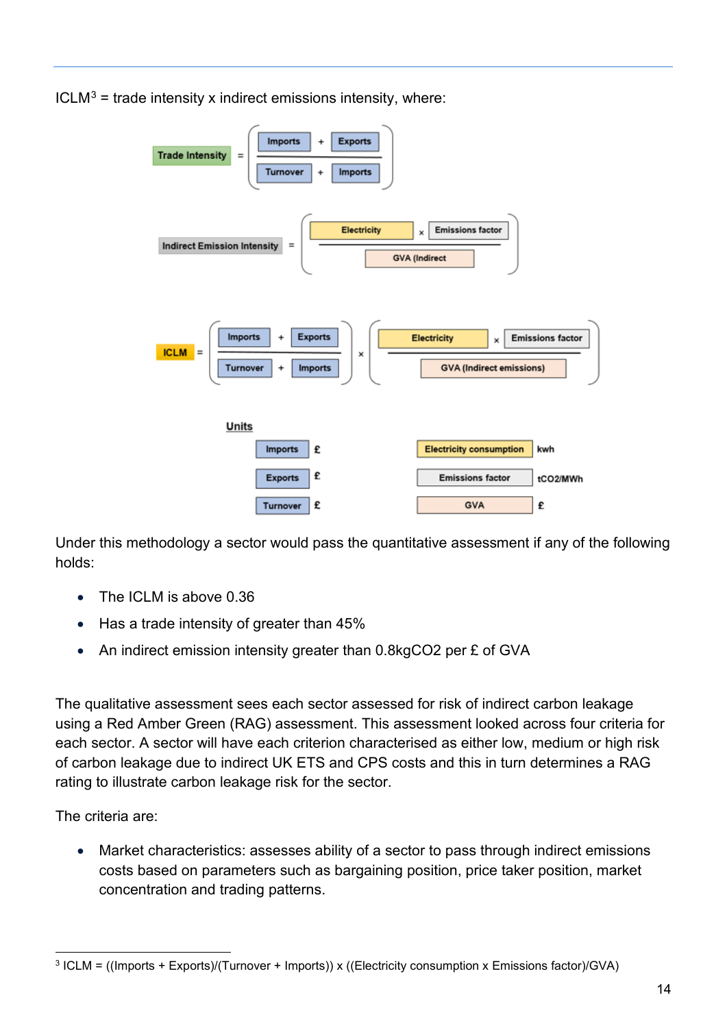ICLM[3] = trade intensity x indirect emissions intensity, where:

$$\text{Trade Intensity} = \left(\frac{\text{Imports} + \text{Exports}}{\text{Turnover} + \text{Imports}}\right)$$

$$\text{Indirect Emission Intensity} = \left(\frac{\text{Electricity} \times \text{Emissions factor}}{\text{GVA (Indirect}}\right)$$

$$\text{ICLM} = \left(\frac{\text{Imports} + \text{Exports}}{\text{Turnover} + \text{Imports}}\right) \times \left(\frac{\text{Electricity} \times \text{Emissions factor}}{\text{GVA (Indirect emissions)}}\right)$$

**Units**

| | | | |
|---|---|---|---|
| Imports | £ | Electricity consumption | kwh |
| Exports | £ | Emissions factor | $tCO_2/MWh$ |
| Turnover | £ | GVA | £ |

Under this methodology a sector would pass the quantitative assessment if any of the following holds:

- The ICLM is above 0.36
- Has a trade intensity of greater than 45%
- An indirect emission intensity greater than 0.8kg$CO_2$ per £ of GVA

The qualitative assessment sees each sector assessed for risk of indirect carbon leakage using a Red Amber Green (RAG) assessment. This assessment looked across four criteria for each sector. A sector will have each criterion characterised as either low, medium or high risk of carbon leakage due to indirect UK ETS and CPS costs and this in turn determines a RAG rating to illustrate carbon leakage risk for the sector.

The criteria are:

- Market characteristics: assesses ability of a sector to pass through indirect emissions costs based on parameters such as bargaining position, price taker position, market concentration and trading patterns.

[3] ICLM = ((Imports + Exports)/(Turnover + Imports)) x ((Electricity consumption x Emissions factor)/GVA)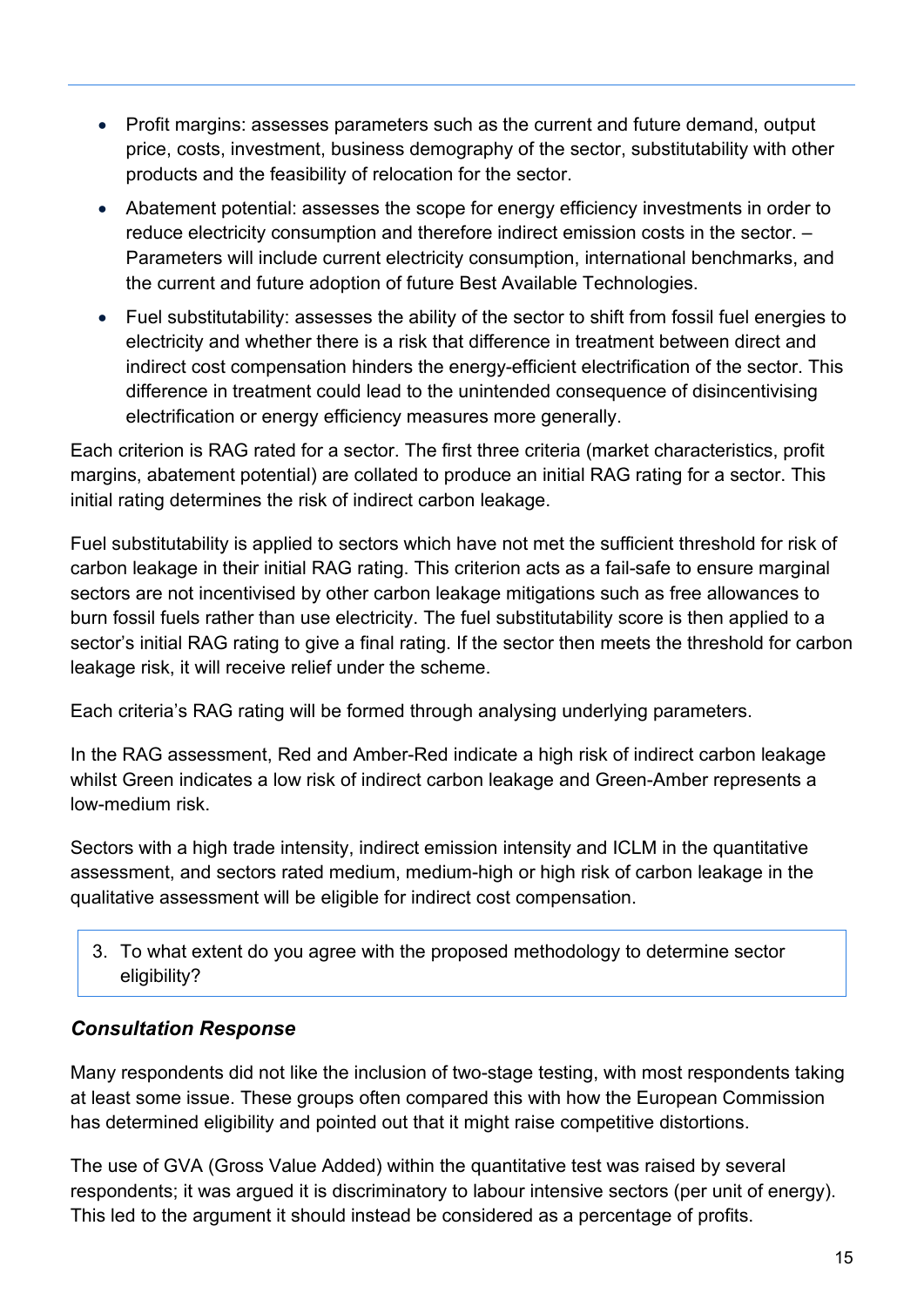- Profit margins: assesses parameters such as the current and future demand, output price, costs, investment, business demography of the sector, substitutability with other products and the feasibility of relocation for the sector.
- Abatement potential: assesses the scope for energy efficiency investments in order to reduce electricity consumption and therefore indirect emission costs in the sector. – Parameters will include current electricity consumption, international benchmarks, and the current and future adoption of future Best Available Technologies.
- Fuel substitutability: assesses the ability of the sector to shift from fossil fuel energies to electricity and whether there is a risk that difference in treatment between direct and indirect cost compensation hinders the energy-efficient electrification of the sector. This difference in treatment could lead to the unintended consequence of disincentivising electrification or energy efficiency measures more generally.

Each criterion is RAG rated for a sector. The first three criteria (market characteristics, profit margins, abatement potential) are collated to produce an initial RAG rating for a sector. This initial rating determines the risk of indirect carbon leakage.

Fuel substitutability is applied to sectors which have not met the sufficient threshold for risk of carbon leakage in their initial RAG rating. This criterion acts as a fail-safe to ensure marginal sectors are not incentivised by other carbon leakage mitigations such as free allowances to burn fossil fuels rather than use electricity. The fuel substitutability score is then applied to a sector's initial RAG rating to give a final rating. If the sector then meets the threshold for carbon leakage risk, it will receive relief under the scheme.

Each criteria's RAG rating will be formed through analysing underlying parameters.

In the RAG assessment, Red and Amber-Red indicate a high risk of indirect carbon leakage whilst Green indicates a low risk of indirect carbon leakage and Green-Amber represents a low-medium risk.

Sectors with a high trade intensity, indirect emission intensity and ICLM in the quantitative assessment, and sectors rated medium, medium-high or high risk of carbon leakage in the qualitative assessment will be eligible for indirect cost compensation.

3. To what extent do you agree with the proposed methodology to determine sector eligibility?

### *Consultation Response*

Many respondents did not like the inclusion of two-stage testing, with most respondents taking at least some issue. These groups often compared this with how the European Commission has determined eligibility and pointed out that it might raise competitive distortions.

The use of GVA (Gross Value Added) within the quantitative test was raised by several respondents; it was argued it is discriminatory to labour intensive sectors (per unit of energy). This led to the argument it should instead be considered as a percentage of profits.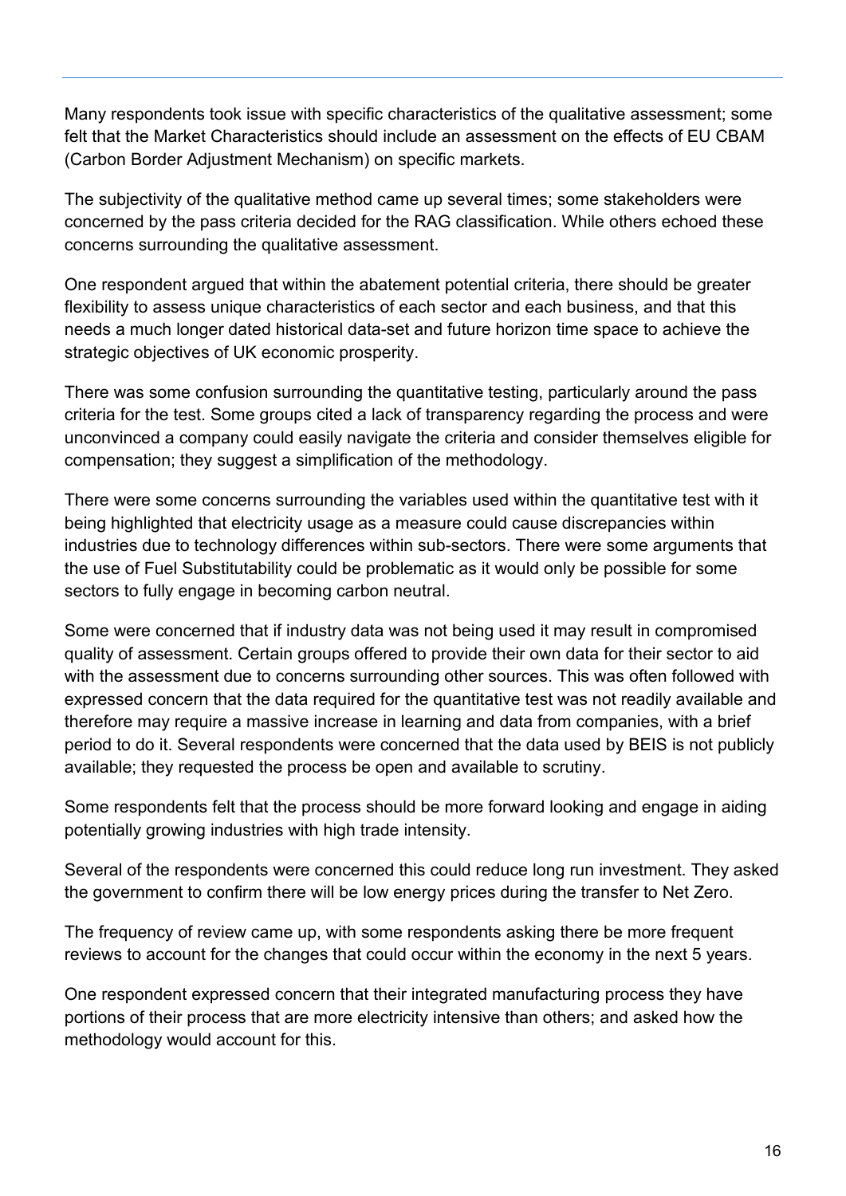Many respondents took issue with specific characteristics of the qualitative assessment; some felt that the Market Characteristics should include an assessment on the effects of EU CBAM (Carbon Border Adjustment Mechanism) on specific markets.

The subjectivity of the qualitative method came up several times; some stakeholders were concerned by the pass criteria decided for the RAG classification. While others echoed these concerns surrounding the qualitative assessment.

One respondent argued that within the abatement potential criteria, there should be greater flexibility to assess unique characteristics of each sector and each business, and that this needs a much longer dated historical data-set and future horizon time space to achieve the strategic objectives of UK economic prosperity.

There was some confusion surrounding the quantitative testing, particularly around the pass criteria for the test. Some groups cited a lack of transparency regarding the process and were unconvinced a company could easily navigate the criteria and consider themselves eligible for compensation; they suggest a simplification of the methodology.

There were some concerns surrounding the variables used within the quantitative test with it being highlighted that electricity usage as a measure could cause discrepancies within industries due to technology differences within sub-sectors. There were some arguments that the use of Fuel Substitutability could be problematic as it would only be possible for some sectors to fully engage in becoming carbon neutral.

Some were concerned that if industry data was not being used it may result in compromised quality of assessment. Certain groups offered to provide their own data for their sector to aid with the assessment due to concerns surrounding other sources. This was often followed with expressed concern that the data required for the quantitative test was not readily available and therefore may require a massive increase in learning and data from companies, with a brief period to do it. Several respondents were concerned that the data used by BEIS is not publicly available; they requested the process be open and available to scrutiny.

Some respondents felt that the process should be more forward looking and engage in aiding potentially growing industries with high trade intensity.

Several of the respondents were concerned this could reduce long run investment. They asked the government to confirm there will be low energy prices during the transfer to Net Zero.

The frequency of review came up, with some respondents asking there be more frequent reviews to account for the changes that could occur within the economy in the next 5 years.

One respondent expressed concern that their integrated manufacturing process they have portions of their process that are more electricity intensive than others; and asked how the methodology would account for this.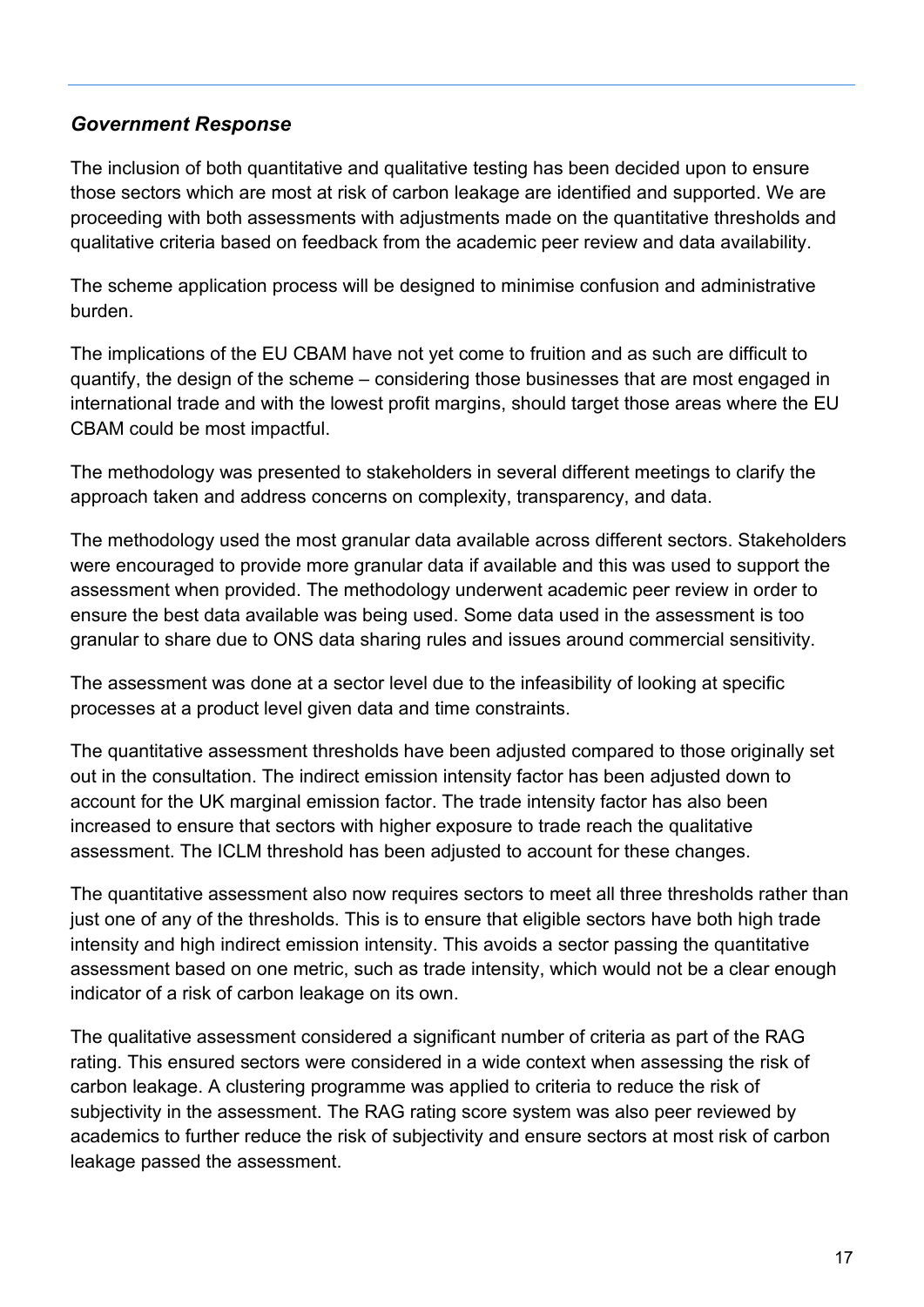### *Government Response*

The inclusion of both quantitative and qualitative testing has been decided upon to ensure those sectors which are most at risk of carbon leakage are identified and supported. We are proceeding with both assessments with adjustments made on the quantitative thresholds and qualitative criteria based on feedback from the academic peer review and data availability.

The scheme application process will be designed to minimise confusion and administrative burden.

The implications of the EU CBAM have not yet come to fruition and as such are difficult to quantify, the design of the scheme – considering those businesses that are most engaged in international trade and with the lowest profit margins, should target those areas where the EU CBAM could be most impactful.

The methodology was presented to stakeholders in several different meetings to clarify the approach taken and address concerns on complexity, transparency, and data.

The methodology used the most granular data available across different sectors. Stakeholders were encouraged to provide more granular data if available and this was used to support the assessment when provided. The methodology underwent academic peer review in order to ensure the best data available was being used. Some data used in the assessment is too granular to share due to ONS data sharing rules and issues around commercial sensitivity.

The assessment was done at a sector level due to the infeasibility of looking at specific processes at a product level given data and time constraints.

The quantitative assessment thresholds have been adjusted compared to those originally set out in the consultation. The indirect emission intensity factor has been adjusted down to account for the UK marginal emission factor. The trade intensity factor has also been increased to ensure that sectors with higher exposure to trade reach the qualitative assessment. The ICLM threshold has been adjusted to account for these changes.

The quantitative assessment also now requires sectors to meet all three thresholds rather than just one of any of the thresholds. This is to ensure that eligible sectors have both high trade intensity and high indirect emission intensity. This avoids a sector passing the quantitative assessment based on one metric, such as trade intensity, which would not be a clear enough indicator of a risk of carbon leakage on its own.

The qualitative assessment considered a significant number of criteria as part of the RAG rating. This ensured sectors were considered in a wide context when assessing the risk of carbon leakage. A clustering programme was applied to criteria to reduce the risk of subjectivity in the assessment. The RAG rating score system was also peer reviewed by academics to further reduce the risk of subjectivity and ensure sectors at most risk of carbon leakage passed the assessment.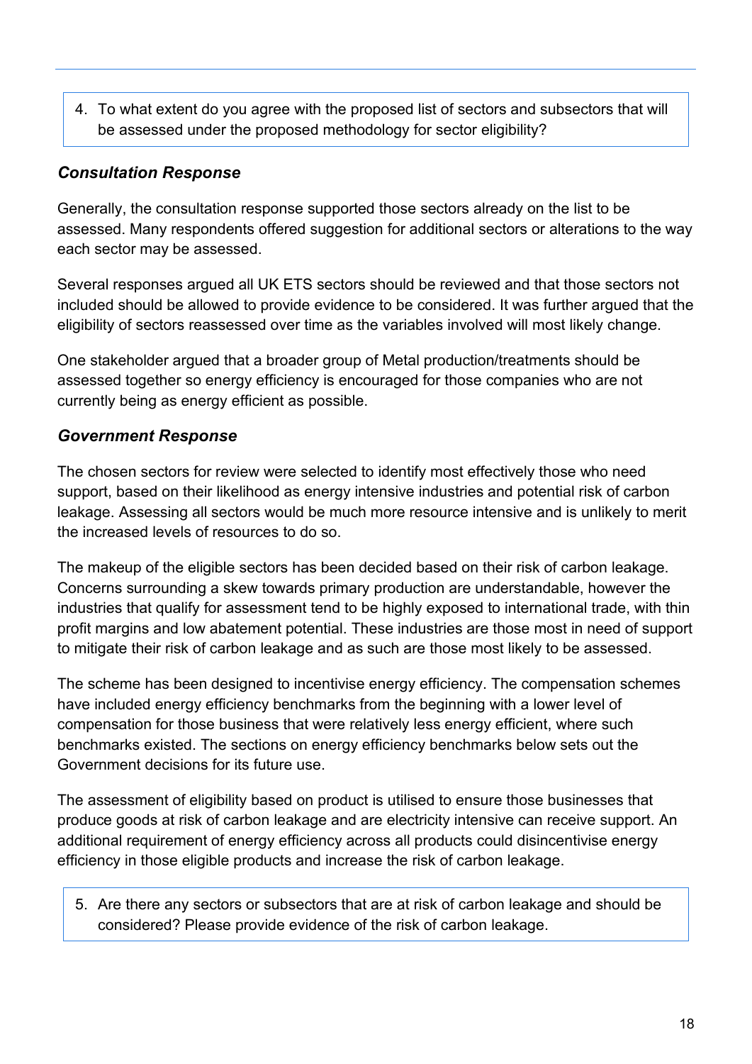4. To what extent do you agree with the proposed list of sectors and subsectors that will be assessed under the proposed methodology for sector eligibility?

### *Consultation Response*

Generally, the consultation response supported those sectors already on the list to be assessed. Many respondents offered suggestion for additional sectors or alterations to the way each sector may be assessed.

Several responses argued all UK ETS sectors should be reviewed and that those sectors not included should be allowed to provide evidence to be considered. It was further argued that the eligibility of sectors reassessed over time as the variables involved will most likely change.

One stakeholder argued that a broader group of Metal production/treatments should be assessed together so energy efficiency is encouraged for those companies who are not currently being as energy efficient as possible.

### *Government Response*

The chosen sectors for review were selected to identify most effectively those who need support, based on their likelihood as energy intensive industries and potential risk of carbon leakage. Assessing all sectors would be much more resource intensive and is unlikely to merit the increased levels of resources to do so.

The makeup of the eligible sectors has been decided based on their risk of carbon leakage. Concerns surrounding a skew towards primary production are understandable, however the industries that qualify for assessment tend to be highly exposed to international trade, with thin profit margins and low abatement potential. These industries are those most in need of support to mitigate their risk of carbon leakage and as such are those most likely to be assessed.

The scheme has been designed to incentivise energy efficiency. The compensation schemes have included energy efficiency benchmarks from the beginning with a lower level of compensation for those business that were relatively less energy efficient, where such benchmarks existed. The sections on energy efficiency benchmarks below sets out the Government decisions for its future use.

The assessment of eligibility based on product is utilised to ensure those businesses that produce goods at risk of carbon leakage and are electricity intensive can receive support. An additional requirement of energy efficiency across all products could disincentivise energy efficiency in those eligible products and increase the risk of carbon leakage.

5. Are there any sectors or subsectors that are at risk of carbon leakage and should be considered? Please provide evidence of the risk of carbon leakage.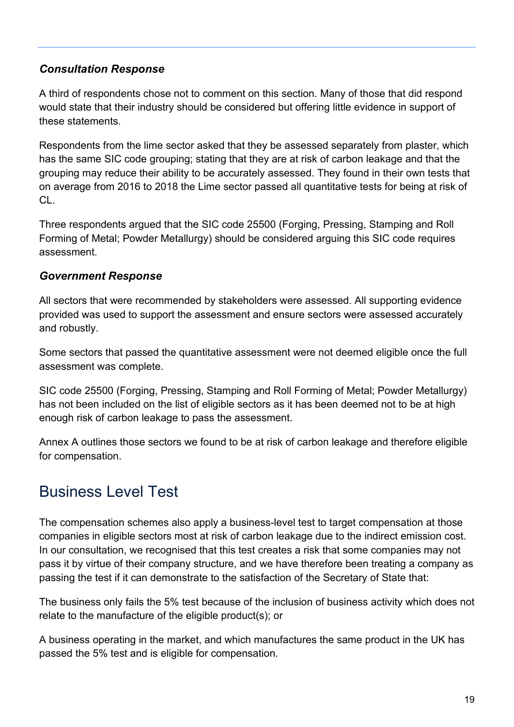### *Consultation Response*

A third of respondents chose not to comment on this section. Many of those that did respond would state that their industry should be considered but offering little evidence in support of these statements.

Respondents from the lime sector asked that they be assessed separately from plaster, which has the same SIC code grouping; stating that they are at risk of carbon leakage and that the grouping may reduce their ability to be accurately assessed. They found in their own tests that on average from 2016 to 2018 the Lime sector passed all quantitative tests for being at risk of CL.

Three respondents argued that the SIC code 25500 (Forging, Pressing, Stamping and Roll Forming of Metal; Powder Metallurgy) should be considered arguing this SIC code requires assessment.

### *Government Response*

All sectors that were recommended by stakeholders were assessed. All supporting evidence provided was used to support the assessment and ensure sectors were assessed accurately and robustly.

Some sectors that passed the quantitative assessment were not deemed eligible once the full assessment was complete.

SIC code 25500 (Forging, Pressing, Stamping and Roll Forming of Metal; Powder Metallurgy) has not been included on the list of eligible sectors as it has been deemed not to be at high enough risk of carbon leakage to pass the assessment.

Annex A outlines those sectors we found to be at risk of carbon leakage and therefore eligible for compensation.

## Business Level Test

The compensation schemes also apply a business-level test to target compensation at those companies in eligible sectors most at risk of carbon leakage due to the indirect emission cost. In our consultation, we recognised that this test creates a risk that some companies may not pass it by virtue of their company structure, and we have therefore been treating a company as passing the test if it can demonstrate to the satisfaction of the Secretary of State that:

The business only fails the 5% test because of the inclusion of business activity which does not relate to the manufacture of the eligible product(s); or

A business operating in the market, and which manufactures the same product in the UK has passed the 5% test and is eligible for compensation.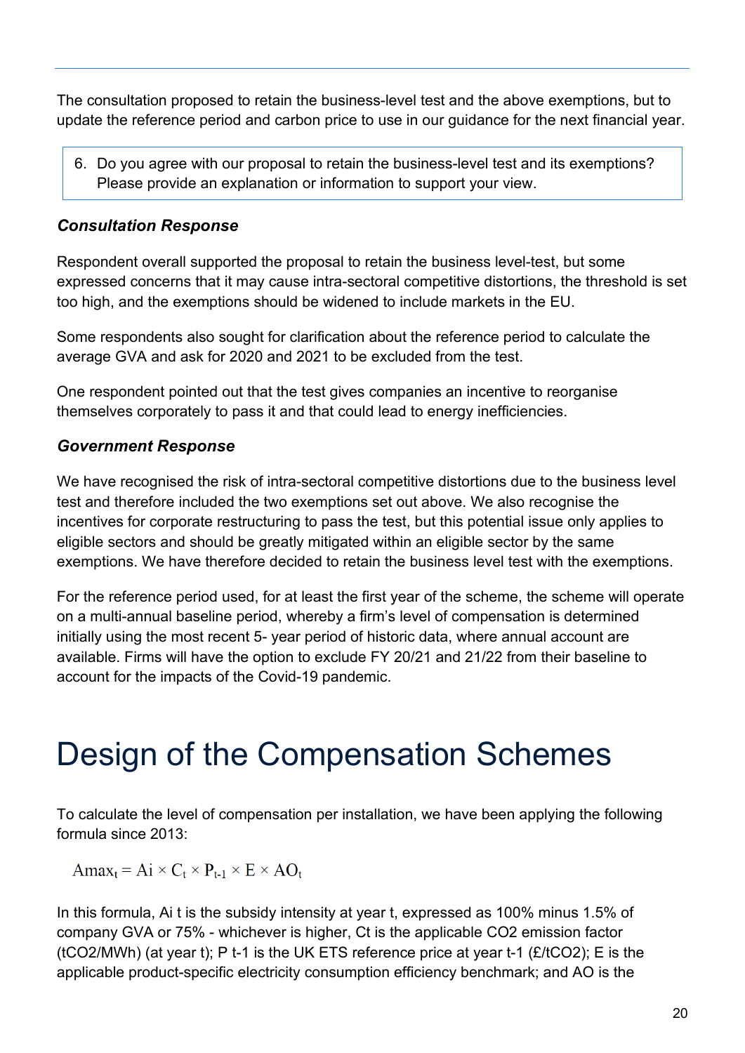The consultation proposed to retain the business-level test and the above exemptions, but to update the reference period and carbon price to use in our guidance for the next financial year.

> 6. Do you agree with our proposal to retain the business-level test and its exemptions? Please provide an explanation or information to support your view.

### *Consultation Response*

Respondent overall supported the proposal to retain the business level-test, but some expressed concerns that it may cause intra-sectoral competitive distortions, the threshold is set too high, and the exemptions should be widened to include markets in the EU.

Some respondents also sought for clarification about the reference period to calculate the average GVA and ask for 2020 and 2021 to be excluded from the test.

One respondent pointed out that the test gives companies an incentive to reorganise themselves corporately to pass it and that could lead to energy inefficiencies.

### *Government Response*

We have recognised the risk of intra-sectoral competitive distortions due to the business level test and therefore included the two exemptions set out above. We also recognise the incentives for corporate restructuring to pass the test, but this potential issue only applies to eligible sectors and should be greatly mitigated within an eligible sector by the same exemptions. We have therefore decided to retain the business level test with the exemptions.

For the reference period used, for at least the first year of the scheme, the scheme will operate on a multi-annual baseline period, whereby a firm's level of compensation is determined initially using the most recent 5- year period of historic data, where annual account are available. Firms will have the option to exclude FY 20/21 and 21/22 from their baseline to account for the impacts of the Covid-19 pandemic.

# Design of the Compensation Schemes

To calculate the level of compensation per installation, we have been applying the following formula since 2013:

$$\text{Amax}_t = \text{Ai} \times C_t \times P_{t-1} \times E \times AO_t$$

In this formula, Ai t is the subsidy intensity at year t, expressed as 100% minus 1.5% of company GVA or 75% - whichever is higher, Ct is the applicable $CO_2$ emission factor ($tCO_2/MWh$) (at year t); P t-1 is the UK ETS reference price at year t-1 (£/$tCO_2$); E is the applicable product-specific electricity consumption efficiency benchmark; and AO is the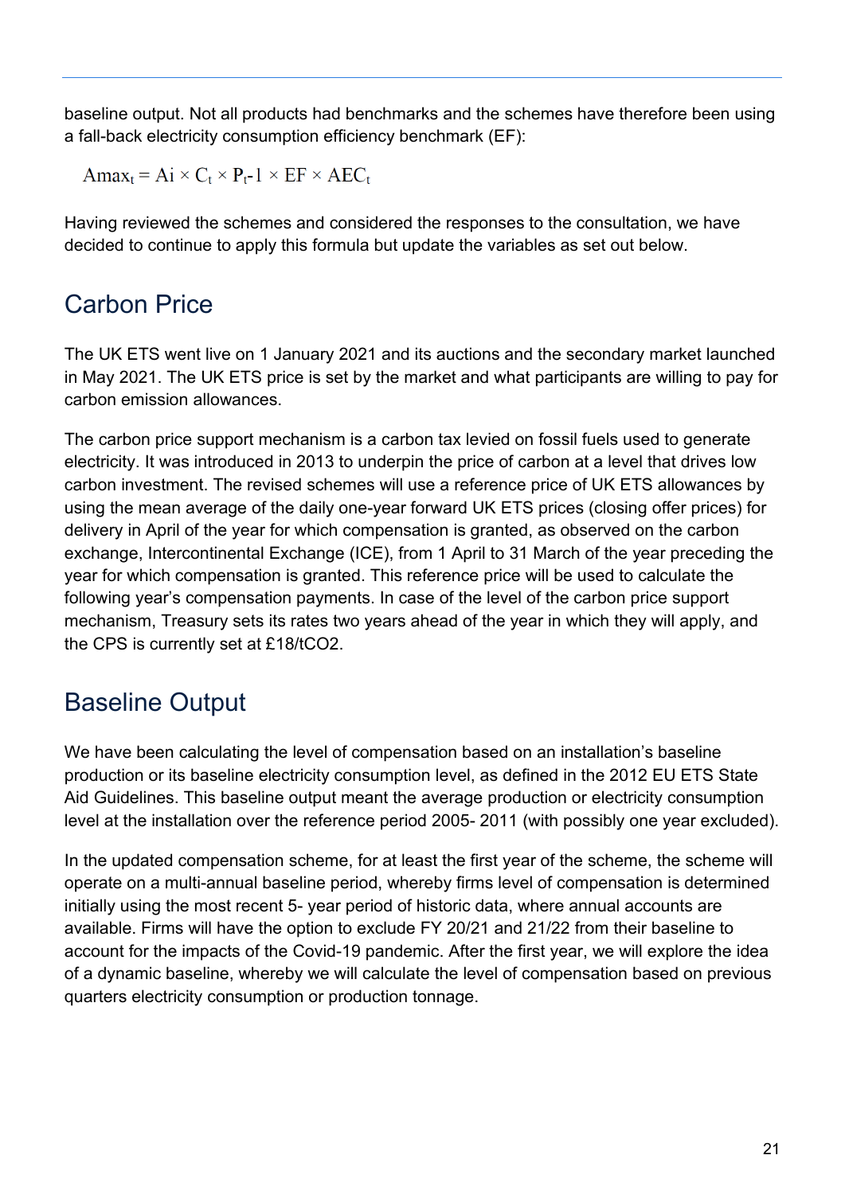baseline output. Not all products had benchmarks and the schemes have therefore been using a fall-back electricity consumption efficiency benchmark (EF):

$$Amax_t = Ai \times C_t \times P_t\text{-}1 \times EF \times AEC_t$$

Having reviewed the schemes and considered the responses to the consultation, we have decided to continue to apply this formula but update the variables as set out below.

## Carbon Price

The UK ETS went live on 1 January 2021 and its auctions and the secondary market launched in May 2021. The UK ETS price is set by the market and what participants are willing to pay for carbon emission allowances.

The carbon price support mechanism is a carbon tax levied on fossil fuels used to generate electricity. It was introduced in 2013 to underpin the price of carbon at a level that drives low carbon investment. The revised schemes will use a reference price of UK ETS allowances by using the mean average of the daily one-year forward UK ETS prices (closing offer prices) for delivery in April of the year for which compensation is granted, as observed on the carbon exchange, Intercontinental Exchange (ICE), from 1 April to 31 March of the year preceding the year for which compensation is granted. This reference price will be used to calculate the following year's compensation payments. In case of the level of the carbon price support mechanism, Treasury sets its rates two years ahead of the year in which they will apply, and the CPS is currently set at £18/t$CO_2$.

## Baseline Output

We have been calculating the level of compensation based on an installation's baseline production or its baseline electricity consumption level, as defined in the 2012 EU ETS State Aid Guidelines. This baseline output meant the average production or electricity consumption level at the installation over the reference period 2005- 2011 (with possibly one year excluded).

In the updated compensation scheme, for at least the first year of the scheme, the scheme will operate on a multi-annual baseline period, whereby firms level of compensation is determined initially using the most recent 5- year period of historic data, where annual accounts are available. Firms will have the option to exclude FY 20/21 and 21/22 from their baseline to account for the impacts of the Covid-19 pandemic. After the first year, we will explore the idea of a dynamic baseline, whereby we will calculate the level of compensation based on previous quarters electricity consumption or production tonnage.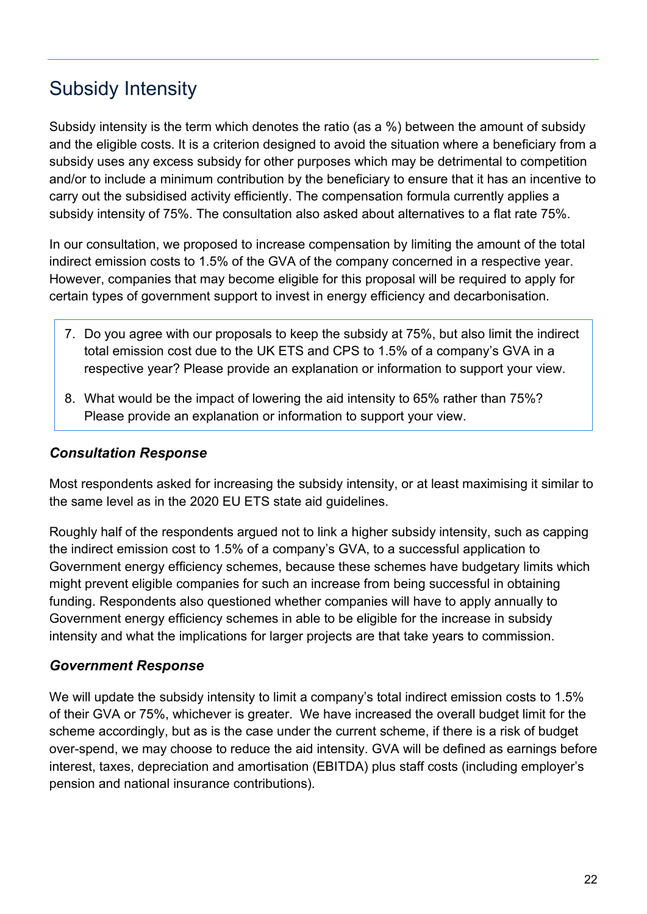## Subsidy Intensity

Subsidy intensity is the term which denotes the ratio (as a %) between the amount of subsidy and the eligible costs. It is a criterion designed to avoid the situation where a beneficiary from a subsidy uses any excess subsidy for other purposes which may be detrimental to competition and/or to include a minimum contribution by the beneficiary to ensure that it has an incentive to carry out the subsidised activity efficiently. The compensation formula currently applies a subsidy intensity of 75%. The consultation also asked about alternatives to a flat rate 75%.

In our consultation, we proposed to increase compensation by limiting the amount of the total indirect emission costs to 1.5% of the GVA of the company concerned in a respective year. However, companies that may become eligible for this proposal will be required to apply for certain types of government support to invest in energy efficiency and decarbonisation.

7. Do you agree with our proposals to keep the subsidy at 75%, but also limit the indirect total emission cost due to the UK ETS and CPS to 1.5% of a company's GVA in a respective year? Please provide an explanation or information to support your view.
8. What would be the impact of lowering the aid intensity to 65% rather than 75%? Please provide an explanation or information to support your view.

### *Consultation Response*

Most respondents asked for increasing the subsidy intensity, or at least maximising it similar to the same level as in the 2020 EU ETS state aid guidelines.

Roughly half of the respondents argued not to link a higher subsidy intensity, such as capping the indirect emission cost to 1.5% of a company's GVA, to a successful application to Government energy efficiency schemes, because these schemes have budgetary limits which might prevent eligible companies for such an increase from being successful in obtaining funding. Respondents also questioned whether companies will have to apply annually to Government energy efficiency schemes in able to be eligible for the increase in subsidy intensity and what the implications for larger projects are that take years to commission.

### *Government Response*

We will update the subsidy intensity to limit a company's total indirect emission costs to 1.5% of their GVA or 75%, whichever is greater. We have increased the overall budget limit for the scheme accordingly, but as is the case under the current scheme, if there is a risk of budget over-spend, we may choose to reduce the aid intensity. GVA will be defined as earnings before interest, taxes, depreciation and amortisation (EBITDA) plus staff costs (including employer's pension and national insurance contributions).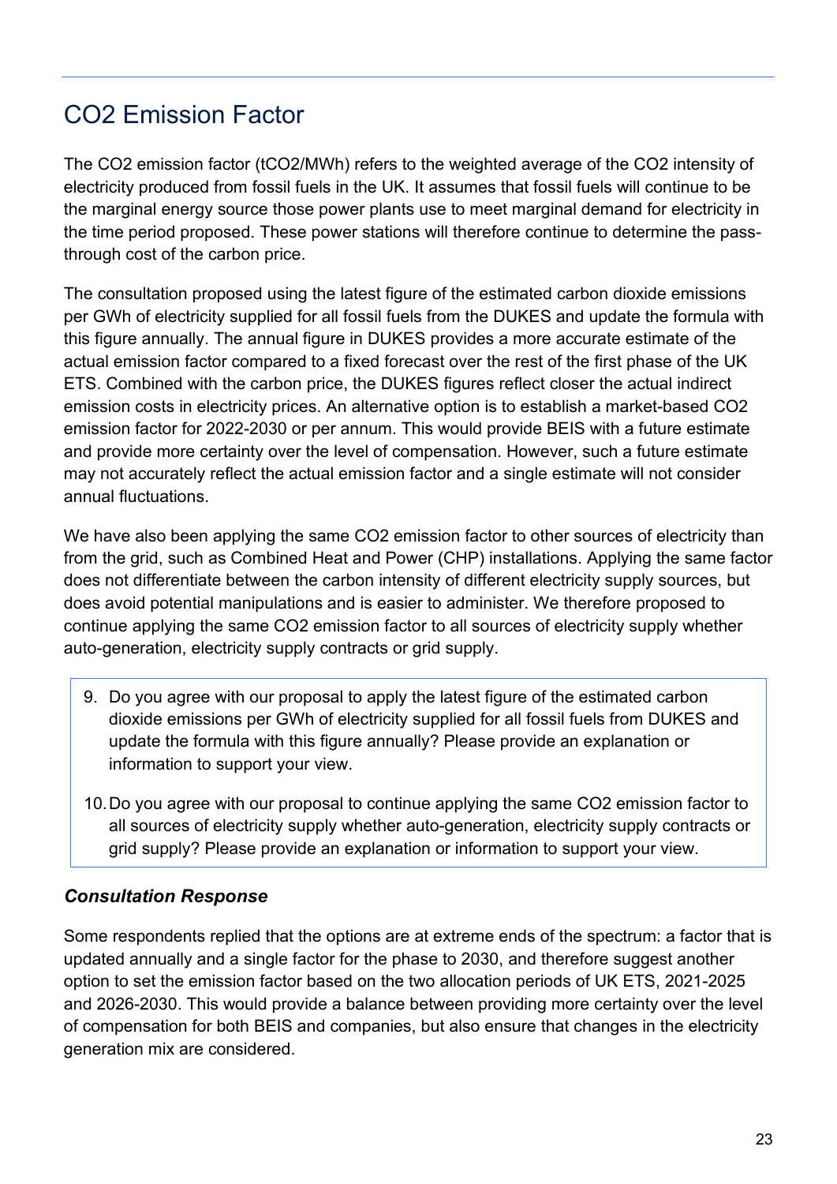## $CO_2$ Emission Factor

The $CO_2$ emission factor ($tCO_2/MWh$) refers to the weighted average of the $CO_2$ intensity of electricity produced from fossil fuels in the UK. It assumes that fossil fuels will continue to be the marginal energy source those power plants use to meet marginal demand for electricity in the time period proposed. These power stations will therefore continue to determine the pass-through cost of the carbon price.

The consultation proposed using the latest figure of the estimated carbon dioxide emissions per GWh of electricity supplied for all fossil fuels from the DUKES and update the formula with this figure annually. The annual figure in DUKES provides a more accurate estimate of the actual emission factor compared to a fixed forecast over the rest of the first phase of the UK ETS. Combined with the carbon price, the DUKES figures reflect closer the actual indirect emission costs in electricity prices. An alternative option is to establish a market-based $CO_2$ emission factor for 2022-2030 or per annum. This would provide BEIS with a future estimate and provide more certainty over the level of compensation. However, such a future estimate may not accurately reflect the actual emission factor and a single estimate will not consider annual fluctuations.

We have also been applying the same $CO_2$ emission factor to other sources of electricity than from the grid, such as Combined Heat and Power (CHP) installations. Applying the same factor does not differentiate between the carbon intensity of different electricity supply sources, but does avoid potential manipulations and is easier to administer. We therefore proposed to continue applying the same $CO_2$ emission factor to all sources of electricity supply whether auto-generation, electricity supply contracts or grid supply.

9. Do you agree with our proposal to apply the latest figure of the estimated carbon dioxide emissions per GWh of electricity supplied for all fossil fuels from DUKES and update the formula with this figure annually? Please provide an explanation or information to support your view.
10. Do you agree with our proposal to continue applying the same $CO_2$ emission factor to all sources of electricity supply whether auto-generation, electricity supply contracts or grid supply? Please provide an explanation or information to support your view.

### *Consultation Response*

Some respondents replied that the options are at extreme ends of the spectrum: a factor that is updated annually and a single factor for the phase to 2030, and therefore suggest another option to set the emission factor based on the two allocation periods of UK ETS, 2021-2025 and 2026-2030. This would provide a balance between providing more certainty over the level of compensation for both BEIS and companies, but also ensure that changes in the electricity generation mix are considered.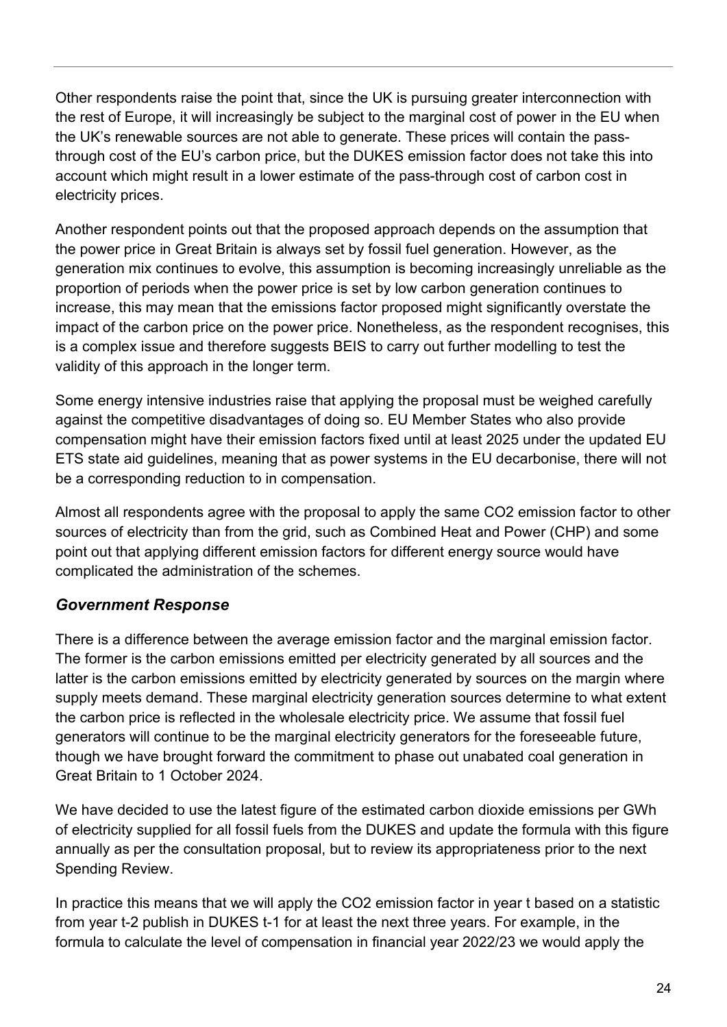Other respondents raise the point that, since the UK is pursuing greater interconnection with the rest of Europe, it will increasingly be subject to the marginal cost of power in the EU when the UK's renewable sources are not able to generate. These prices will contain the pass-through cost of the EU's carbon price, but the DUKES emission factor does not take this into account which might result in a lower estimate of the pass-through cost of carbon cost in electricity prices.

Another respondent points out that the proposed approach depends on the assumption that the power price in Great Britain is always set by fossil fuel generation. However, as the generation mix continues to evolve, this assumption is becoming increasingly unreliable as the proportion of periods when the power price is set by low carbon generation continues to increase, this may mean that the emissions factor proposed might significantly overstate the impact of the carbon price on the power price. Nonetheless, as the respondent recognises, this is a complex issue and therefore suggests BEIS to carry out further modelling to test the validity of this approach in the longer term.

Some energy intensive industries raise that applying the proposal must be weighed carefully against the competitive disadvantages of doing so. EU Member States who also provide compensation might have their emission factors fixed until at least 2025 under the updated EU ETS state aid guidelines, meaning that as power systems in the EU decarbonise, there will not be a corresponding reduction to in compensation.

Almost all respondents agree with the proposal to apply the same $CO_2$ emission factor to other sources of electricity than from the grid, such as Combined Heat and Power (CHP) and some point out that applying different emission factors for different energy source would have complicated the administration of the schemes.

### *Government Response*

There is a difference between the average emission factor and the marginal emission factor. The former is the carbon emissions emitted per electricity generated by all sources and the latter is the carbon emissions emitted by electricity generated by sources on the margin where supply meets demand. These marginal electricity generation sources determine to what extent the carbon price is reflected in the wholesale electricity price. We assume that fossil fuel generators will continue to be the marginal electricity generators for the foreseeable future, though we have brought forward the commitment to phase out unabated coal generation in Great Britain to 1 October 2024.

We have decided to use the latest figure of the estimated carbon dioxide emissions per GWh of electricity supplied for all fossil fuels from the DUKES and update the formula with this figure annually as per the consultation proposal, but to review its appropriateness prior to the next Spending Review.

In practice this means that we will apply the $CO_2$ emission factor in year t based on a statistic from year t-2 publish in DUKES t-1 for at least the next three years. For example, in the formula to calculate the level of compensation in financial year 2022/23 we would apply the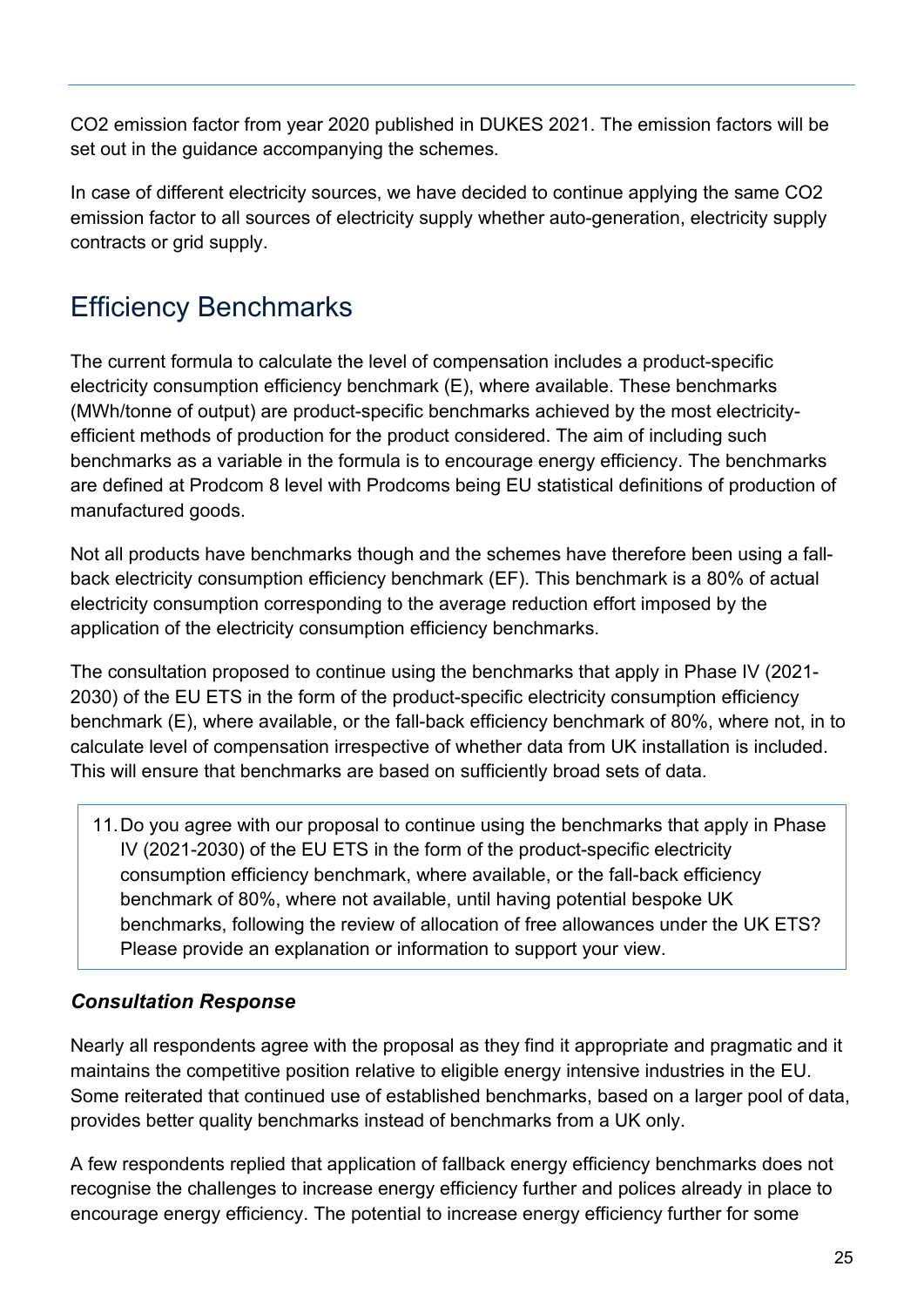$CO_2$ emission factor from year 2020 published in DUKES 2021. The emission factors will be set out in the guidance accompanying the schemes.

In case of different electricity sources, we have decided to continue applying the same $CO_2$ emission factor to all sources of electricity supply whether auto-generation, electricity supply contracts or grid supply.

## Efficiency Benchmarks

The current formula to calculate the level of compensation includes a product-specific electricity consumption efficiency benchmark (E), where available. These benchmarks (MWh/tonne of output) are product-specific benchmarks achieved by the most electricity-efficient methods of production for the product considered. The aim of including such benchmarks as a variable in the formula is to encourage energy efficiency. The benchmarks are defined at Prodcom 8 level with Prodcoms being EU statistical definitions of production of manufactured goods.

Not all products have benchmarks though and the schemes have therefore been using a fall-back electricity consumption efficiency benchmark (EF). This benchmark is a 80% of actual electricity consumption corresponding to the average reduction effort imposed by the application of the electricity consumption efficiency benchmarks.

The consultation proposed to continue using the benchmarks that apply in Phase IV (2021-2030) of the EU ETS in the form of the product-specific electricity consumption efficiency benchmark (E), where available, or the fall-back efficiency benchmark of 80%, where not, in to calculate level of compensation irrespective of whether data from UK installation is included. This will ensure that benchmarks are based on sufficiently broad sets of data.

> 11. Do you agree with our proposal to continue using the benchmarks that apply in Phase IV (2021-2030) of the EU ETS in the form of the product-specific electricity consumption efficiency benchmark, where available, or the fall-back efficiency benchmark of 80%, where not available, until having potential bespoke UK benchmarks, following the review of allocation of free allowances under the UK ETS? Please provide an explanation or information to support your view.

### *Consultation Response*

Nearly all respondents agree with the proposal as they find it appropriate and pragmatic and it maintains the competitive position relative to eligible energy intensive industries in the EU. Some reiterated that continued use of established benchmarks, based on a larger pool of data, provides better quality benchmarks instead of benchmarks from a UK only.

A few respondents replied that application of fallback energy efficiency benchmarks does not recognise the challenges to increase energy efficiency further and polices already in place to encourage energy efficiency. The potential to increase energy efficiency further for some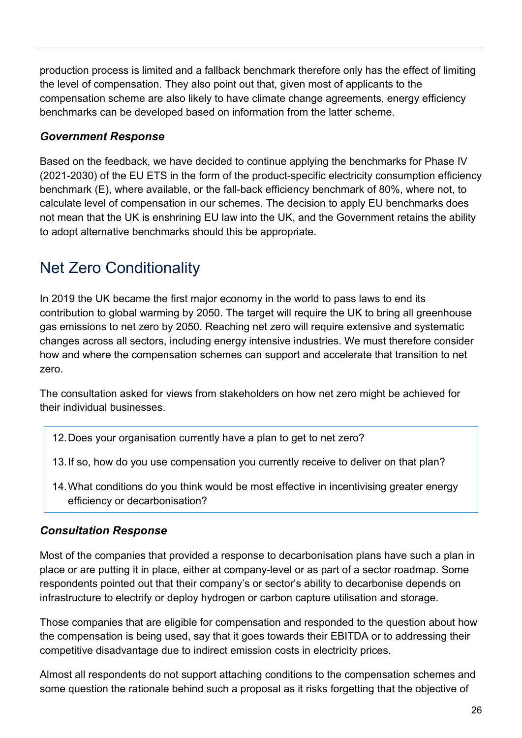production process is limited and a fallback benchmark therefore only has the effect of limiting the level of compensation. They also point out that, given most of applicants to the compensation scheme are also likely to have climate change agreements, energy efficiency benchmarks can be developed based on information from the latter scheme.

### *Government Response*

Based on the feedback, we have decided to continue applying the benchmarks for Phase IV (2021-2030) of the EU ETS in the form of the product-specific electricity consumption efficiency benchmark (E), where available, or the fall-back efficiency benchmark of 80%, where not, to calculate level of compensation in our schemes. The decision to apply EU benchmarks does not mean that the UK is enshrining EU law into the UK, and the Government retains the ability to adopt alternative benchmarks should this be appropriate.

## Net Zero Conditionality

In 2019 the UK became the first major economy in the world to pass laws to end its contribution to global warming by 2050. The target will require the UK to bring all greenhouse gas emissions to net zero by 2050. Reaching net zero will require extensive and systematic changes across all sectors, including energy intensive industries. We must therefore consider how and where the compensation schemes can support and accelerate that transition to net zero.

The consultation asked for views from stakeholders on how net zero might be achieved for their individual businesses.

12. Does your organisation currently have a plan to get to net zero?
13. If so, how do you use compensation you currently receive to deliver on that plan?
14. What conditions do you think would be most effective in incentivising greater energy efficiency or decarbonisation?

### *Consultation Response*

Most of the companies that provided a response to decarbonisation plans have such a plan in place or are putting it in place, either at company-level or as part of a sector roadmap. Some respondents pointed out that their company's or sector's ability to decarbonise depends on infrastructure to electrify or deploy hydrogen or carbon capture utilisation and storage.

Those companies that are eligible for compensation and responded to the question about how the compensation is being used, say that it goes towards their EBITDA or to addressing their competitive disadvantage due to indirect emission costs in electricity prices.

Almost all respondents do not support attaching conditions to the compensation schemes and some question the rationale behind such a proposal as it risks forgetting that the objective of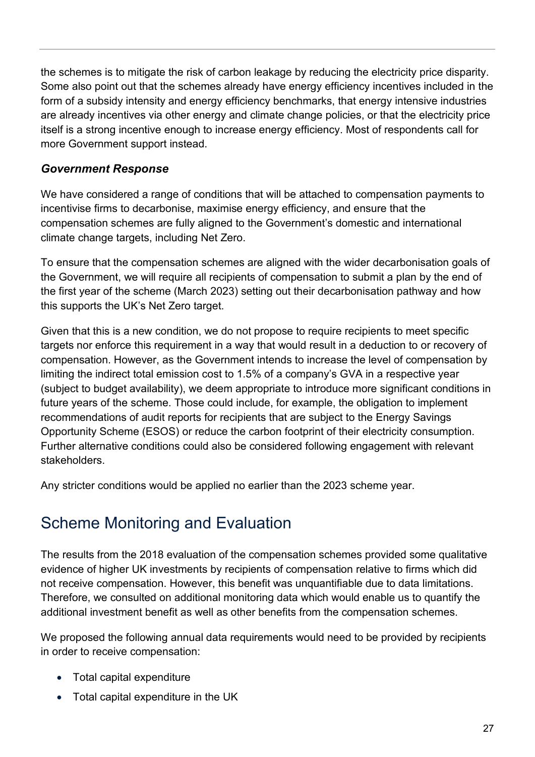the schemes is to mitigate the risk of carbon leakage by reducing the electricity price disparity. Some also point out that the schemes already have energy efficiency incentives included in the form of a subsidy intensity and energy efficiency benchmarks, that energy intensive industries are already incentives via other energy and climate change policies, or that the electricity price itself is a strong incentive enough to increase energy efficiency. Most of respondents call for more Government support instead.

***Government Response***

We have considered a range of conditions that will be attached to compensation payments to incentivise firms to decarbonise, maximise energy efficiency, and ensure that the compensation schemes are fully aligned to the Government's domestic and international climate change targets, including Net Zero.

To ensure that the compensation schemes are aligned with the wider decarbonisation goals of the Government, we will require all recipients of compensation to submit a plan by the end of the first year of the scheme (March 2023) setting out their decarbonisation pathway and how this supports the UK's Net Zero target.

Given that this is a new condition, we do not propose to require recipients to meet specific targets nor enforce this requirement in a way that would result in a deduction to or recovery of compensation. However, as the Government intends to increase the level of compensation by limiting the indirect total emission cost to 1.5% of a company's GVA in a respective year (subject to budget availability), we deem appropriate to introduce more significant conditions in future years of the scheme. Those could include, for example, the obligation to implement recommendations of audit reports for recipients that are subject to the Energy Savings Opportunity Scheme (ESOS) or reduce the carbon footprint of their electricity consumption. Further alternative conditions could also be considered following engagement with relevant stakeholders.

Any stricter conditions would be applied no earlier than the 2023 scheme year.

## Scheme Monitoring and Evaluation

The results from the 2018 evaluation of the compensation schemes provided some qualitative evidence of higher UK investments by recipients of compensation relative to firms which did not receive compensation. However, this benefit was unquantifiable due to data limitations. Therefore, we consulted on additional monitoring data which would enable us to quantify the additional investment benefit as well as other benefits from the compensation schemes.

We proposed the following annual data requirements would need to be provided by recipients in order to receive compensation:

- Total capital expenditure
- Total capital expenditure in the UK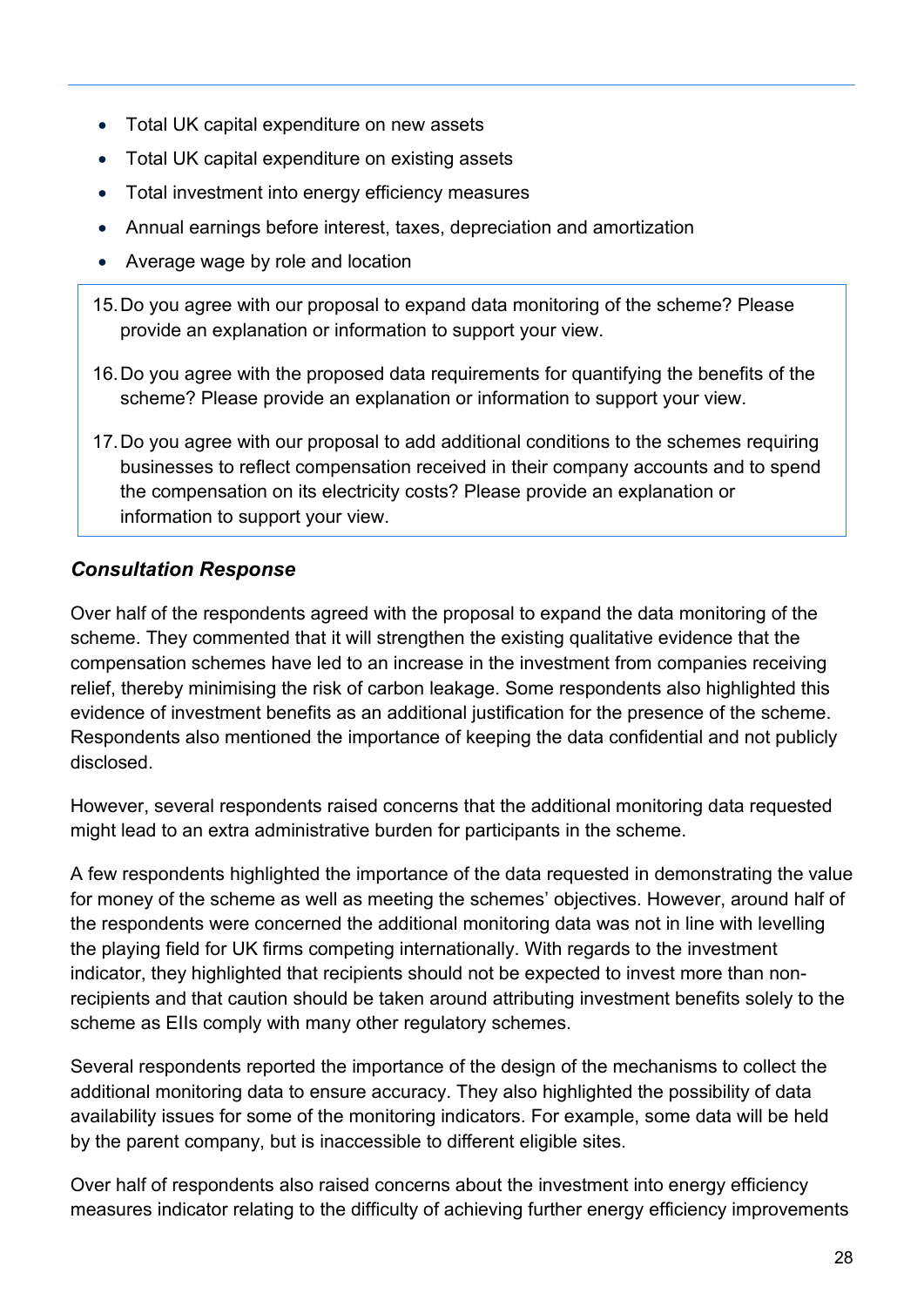- Total UK capital expenditure on new assets
- Total UK capital expenditure on existing assets
- Total investment into energy efficiency measures
- Annual earnings before interest, taxes, depreciation and amortization
- Average wage by role and location

15. Do you agree with our proposal to expand data monitoring of the scheme? Please provide an explanation or information to support your view.
16. Do you agree with the proposed data requirements for quantifying the benefits of the scheme? Please provide an explanation or information to support your view.
17. Do you agree with our proposal to add additional conditions to the schemes requiring businesses to reflect compensation received in their company accounts and to spend the compensation on its electricity costs? Please provide an explanation or information to support your view.

### *Consultation Response*

Over half of the respondents agreed with the proposal to expand the data monitoring of the scheme. They commented that it will strengthen the existing qualitative evidence that the compensation schemes have led to an increase in the investment from companies receiving relief, thereby minimising the risk of carbon leakage. Some respondents also highlighted this evidence of investment benefits as an additional justification for the presence of the scheme. Respondents also mentioned the importance of keeping the data confidential and not publicly disclosed.

However, several respondents raised concerns that the additional monitoring data requested might lead to an extra administrative burden for participants in the scheme.

A few respondents highlighted the importance of the data requested in demonstrating the value for money of the scheme as well as meeting the schemes' objectives. However, around half of the respondents were concerned the additional monitoring data was not in line with levelling the playing field for UK firms competing internationally. With regards to the investment indicator, they highlighted that recipients should not be expected to invest more than non-recipients and that caution should be taken around attributing investment benefits solely to the scheme as EIIs comply with many other regulatory schemes.

Several respondents reported the importance of the design of the mechanisms to collect the additional monitoring data to ensure accuracy. They also highlighted the possibility of data availability issues for some of the monitoring indicators. For example, some data will be held by the parent company, but is inaccessible to different eligible sites.

Over half of respondents also raised concerns about the investment into energy efficiency measures indicator relating to the difficulty of achieving further energy efficiency improvements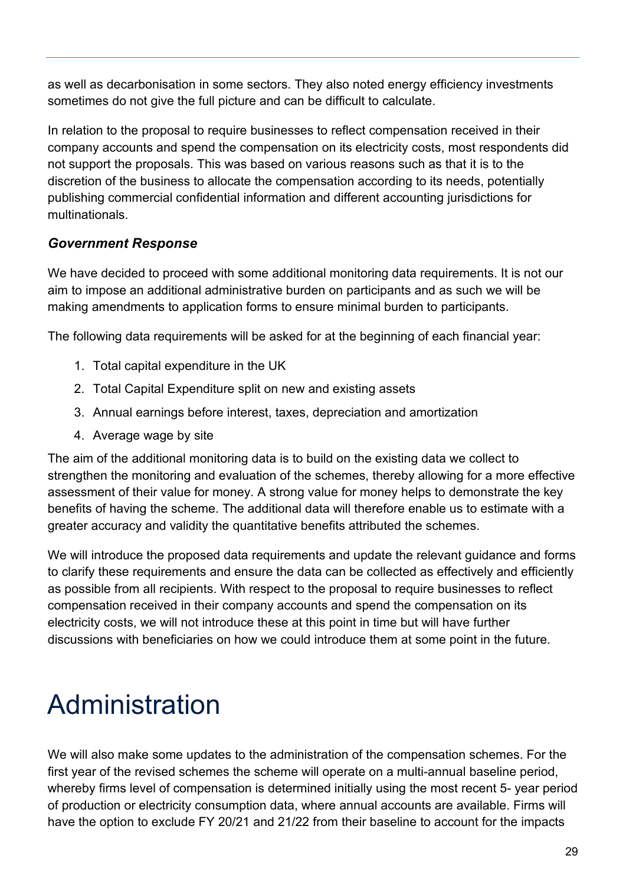as well as decarbonisation in some sectors. They also noted energy efficiency investments sometimes do not give the full picture and can be difficult to calculate.

In relation to the proposal to require businesses to reflect compensation received in their company accounts and spend the compensation on its electricity costs, most respondents did not support the proposals. This was based on various reasons such as that it is to the discretion of the business to allocate the compensation according to its needs, potentially publishing commercial confidential information and different accounting jurisdictions for multinationals.

### *Government Response*

We have decided to proceed with some additional monitoring data requirements. It is not our aim to impose an additional administrative burden on participants and as such we will be making amendments to application forms to ensure minimal burden to participants.

The following data requirements will be asked for at the beginning of each financial year:

1. Total capital expenditure in the UK
2. Total Capital Expenditure split on new and existing assets
3. Annual earnings before interest, taxes, depreciation and amortization
4. Average wage by site

The aim of the additional monitoring data is to build on the existing data we collect to strengthen the monitoring and evaluation of the schemes, thereby allowing for a more effective assessment of their value for money. A strong value for money helps to demonstrate the key benefits of having the scheme. The additional data will therefore enable us to estimate with a greater accuracy and validity the quantitative benefits attributed the schemes.

We will introduce the proposed data requirements and update the relevant guidance and forms to clarify these requirements and ensure the data can be collected as effectively and efficiently as possible from all recipients. With respect to the proposal to require businesses to reflect compensation received in their company accounts and spend the compensation on its electricity costs, we will not introduce these at this point in time but will have further discussions with beneficiaries on how we could introduce them at some point in the future.

# Administration

We will also make some updates to the administration of the compensation schemes. For the first year of the revised schemes the scheme will operate on a multi-annual baseline period, whereby firms level of compensation is determined initially using the most recent 5- year period of production or electricity consumption data, where annual accounts are available. Firms will have the option to exclude FY 20/21 and 21/22 from their baseline to account for the impacts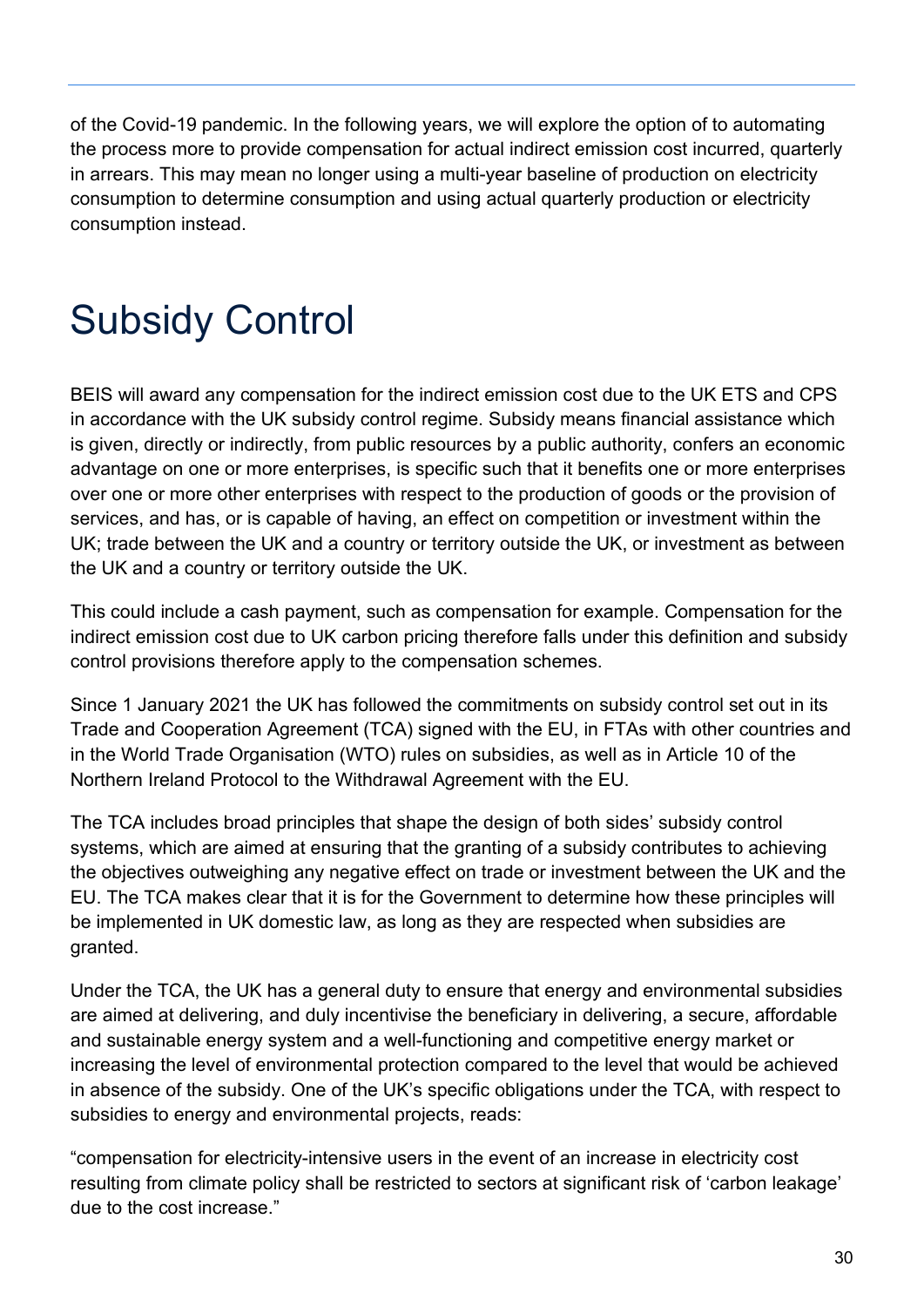of the Covid-19 pandemic. In the following years, we will explore the option of to automating the process more to provide compensation for actual indirect emission cost incurred, quarterly in arrears. This may mean no longer using a multi-year baseline of production on electricity consumption to determine consumption and using actual quarterly production or electricity consumption instead.

# Subsidy Control

BEIS will award any compensation for the indirect emission cost due to the UK ETS and CPS in accordance with the UK subsidy control regime. Subsidy means financial assistance which is given, directly or indirectly, from public resources by a public authority, confers an economic advantage on one or more enterprises, is specific such that it benefits one or more enterprises over one or more other enterprises with respect to the production of goods or the provision of services, and has, or is capable of having, an effect on competition or investment within the UK; trade between the UK and a country or territory outside the UK, or investment as between the UK and a country or territory outside the UK.

This could include a cash payment, such as compensation for example. Compensation for the indirect emission cost due to UK carbon pricing therefore falls under this definition and subsidy control provisions therefore apply to the compensation schemes.

Since 1 January 2021 the UK has followed the commitments on subsidy control set out in its Trade and Cooperation Agreement (TCA) signed with the EU, in FTAs with other countries and in the World Trade Organisation (WTO) rules on subsidies, as well as in Article 10 of the Northern Ireland Protocol to the Withdrawal Agreement with the EU.

The TCA includes broad principles that shape the design of both sides' subsidy control systems, which are aimed at ensuring that the granting of a subsidy contributes to achieving the objectives outweighing any negative effect on trade or investment between the UK and the EU. The TCA makes clear that it is for the Government to determine how these principles will be implemented in UK domestic law, as long as they are respected when subsidies are granted.

Under the TCA, the UK has a general duty to ensure that energy and environmental subsidies are aimed at delivering, and duly incentivise the beneficiary in delivering, a secure, affordable and sustainable energy system and a well-functioning and competitive energy market or increasing the level of environmental protection compared to the level that would be achieved in absence of the subsidy. One of the UK's specific obligations under the TCA, with respect to subsidies to energy and environmental projects, reads:

"compensation for electricity-intensive users in the event of an increase in electricity cost resulting from climate policy shall be restricted to sectors at significant risk of 'carbon leakage' due to the cost increase."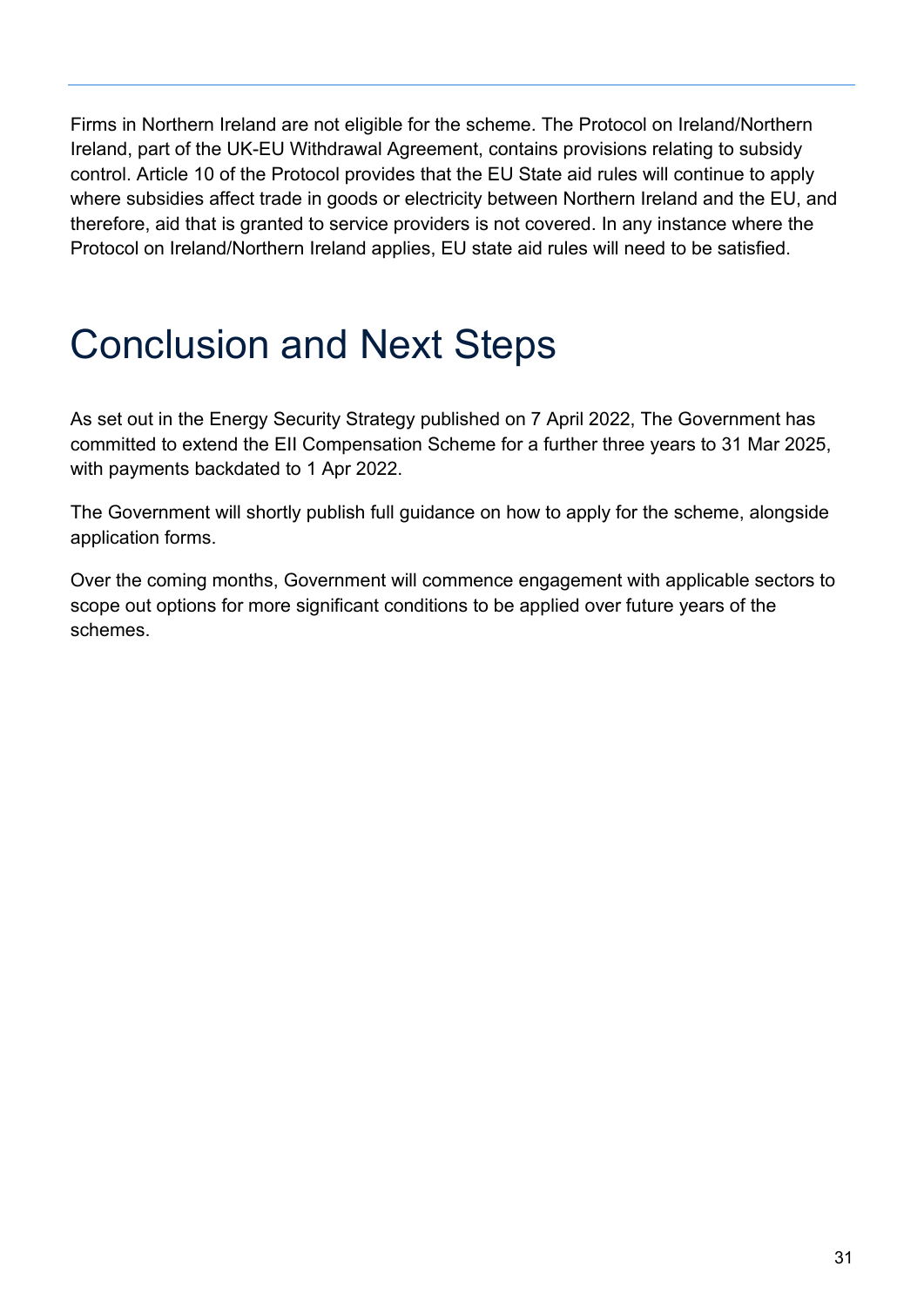Firms in Northern Ireland are not eligible for the scheme. The Protocol on Ireland/Northern Ireland, part of the UK-EU Withdrawal Agreement, contains provisions relating to subsidy control. Article 10 of the Protocol provides that the EU State aid rules will continue to apply where subsidies affect trade in goods or electricity between Northern Ireland and the EU, and therefore, aid that is granted to service providers is not covered. In any instance where the Protocol on Ireland/Northern Ireland applies, EU state aid rules will need to be satisfied.

# Conclusion and Next Steps

As set out in the Energy Security Strategy published on 7 April 2022, The Government has committed to extend the EII Compensation Scheme for a further three years to 31 Mar 2025, with payments backdated to 1 Apr 2022.

The Government will shortly publish full guidance on how to apply for the scheme, alongside application forms.

Over the coming months, Government will commence engagement with applicable sectors to scope out options for more significant conditions to be applied over future years of the schemes.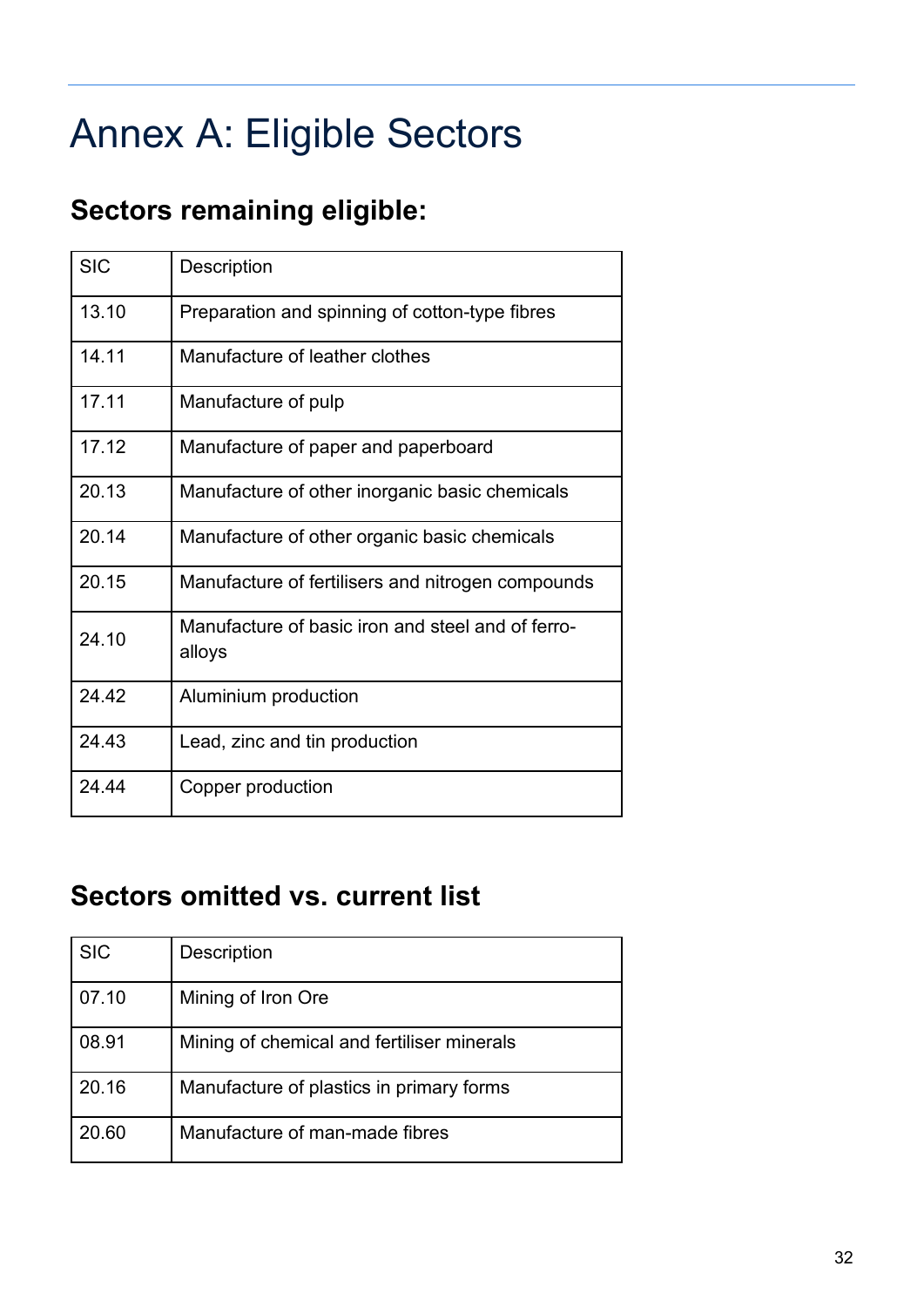# Annex A: Eligible Sectors

## Sectors remaining eligible:

| SIC | Description |
|---|---|
| 13.10 | Preparation and spinning of cotton-type fibres |
| 14.11 | Manufacture of leather clothes |
| 17.11 | Manufacture of pulp |
| 17.12 | Manufacture of paper and paperboard |
| 20.13 | Manufacture of other inorganic basic chemicals |
| 20.14 | Manufacture of other organic basic chemicals |
| 20.15 | Manufacture of fertilisers and nitrogen compounds |
| 24.10 | Manufacture of basic iron and steel and of ferro-alloys |
| 24.42 | Aluminium production |
| 24.43 | Lead, zinc and tin production |
| 24.44 | Copper production |

## Sectors omitted vs. current list

| SIC | Description |
|---|---|
| 07.10 | Mining of Iron Ore |
| 08.91 | Mining of chemical and fertiliser minerals |
| 20.16 | Manufacture of plastics in primary forms |
| 20.60 | Manufacture of man-made fibres |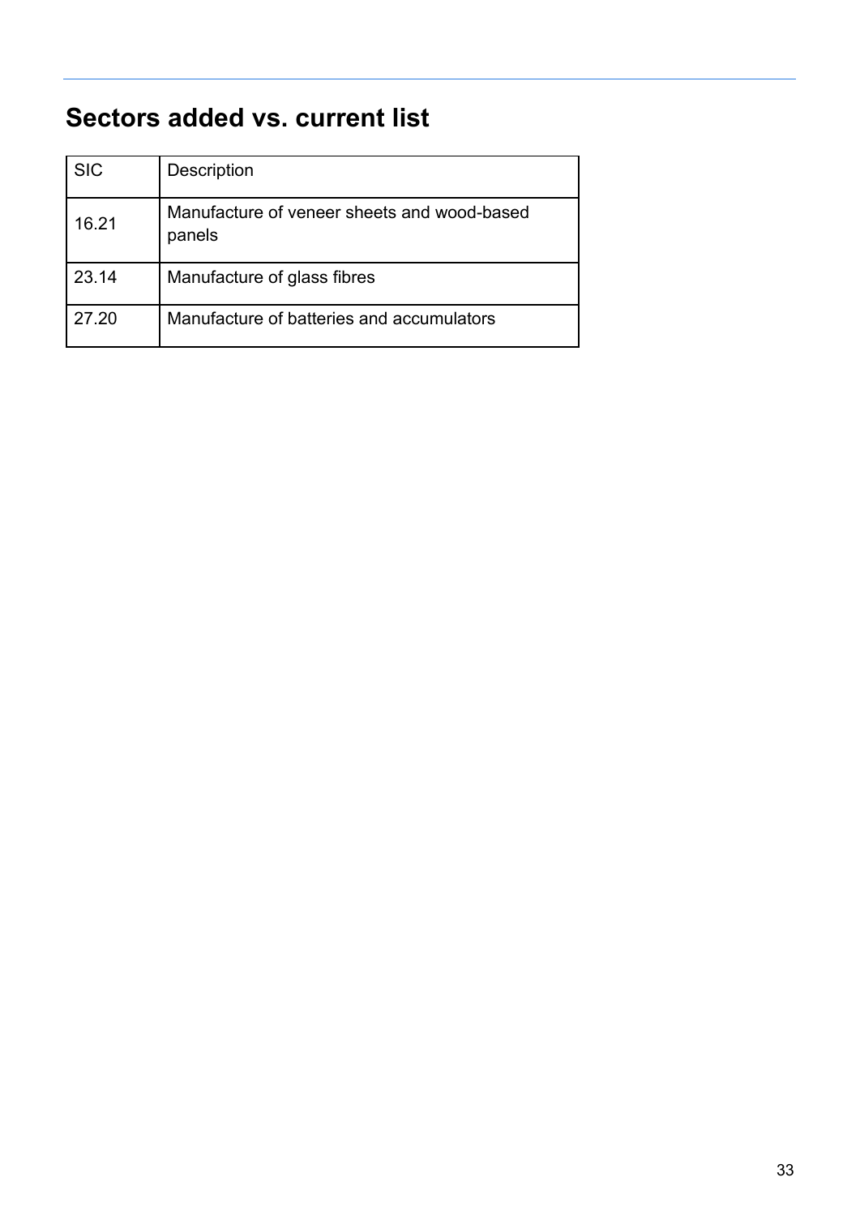## Sectors added vs. current list

| SIC | Description |
| --- | --- |
| 16.21 | Manufacture of veneer sheets and wood-based panels |
| 23.14 | Manufacture of glass fibres |
| 27.20 | Manufacture of batteries and accumulators |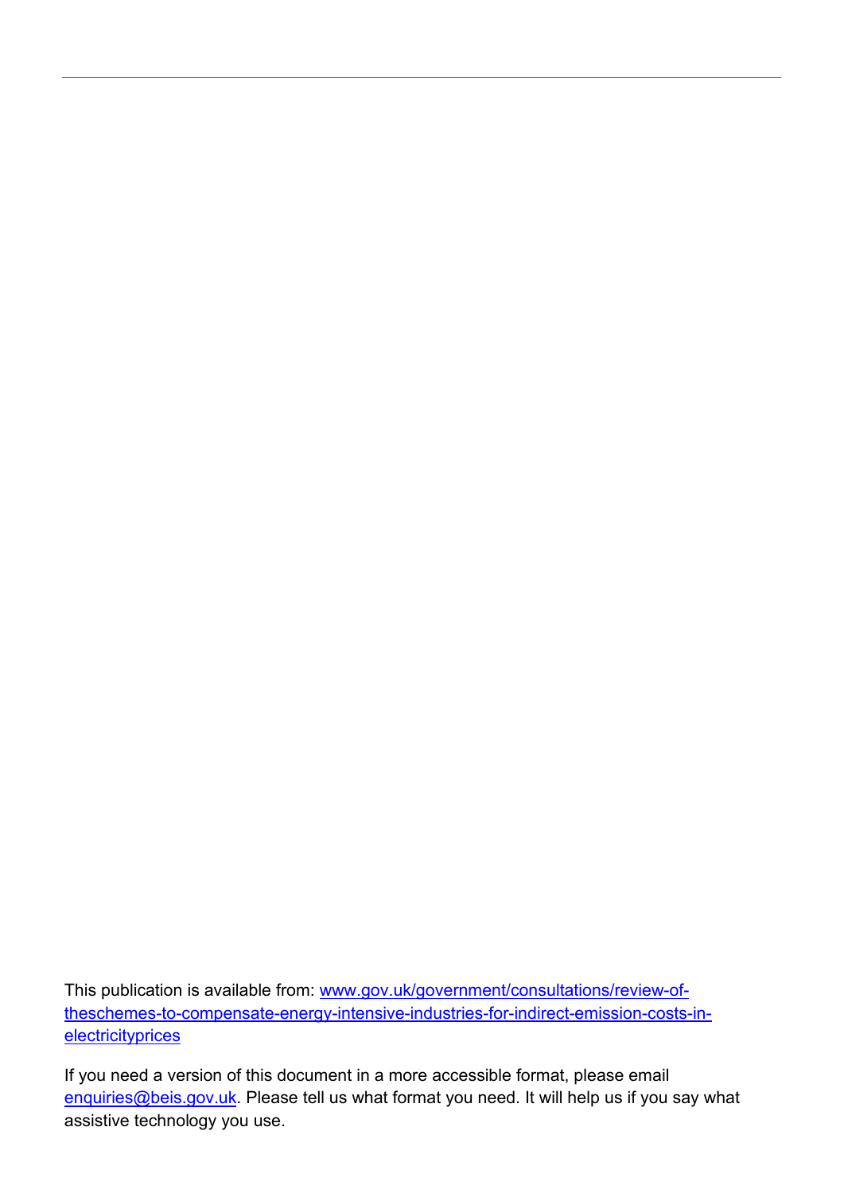This publication is available from: [www.gov.uk/government/consultations/review-of-theschemes-to-compensate-energy-intensive-industries-for-indirect-emission-costs-in-electricityprices](www.gov.uk/government/consultations/review-of-theschemes-to-compensate-energy-intensive-industries-for-indirect-emission-costs-in-electricityprices)

If you need a version of this document in a more accessible format, please email [enquiries@beis.gov.uk](mailto:enquiries@beis.gov.uk). Please tell us what format you need. It will help us if you say what assistive technology you use.